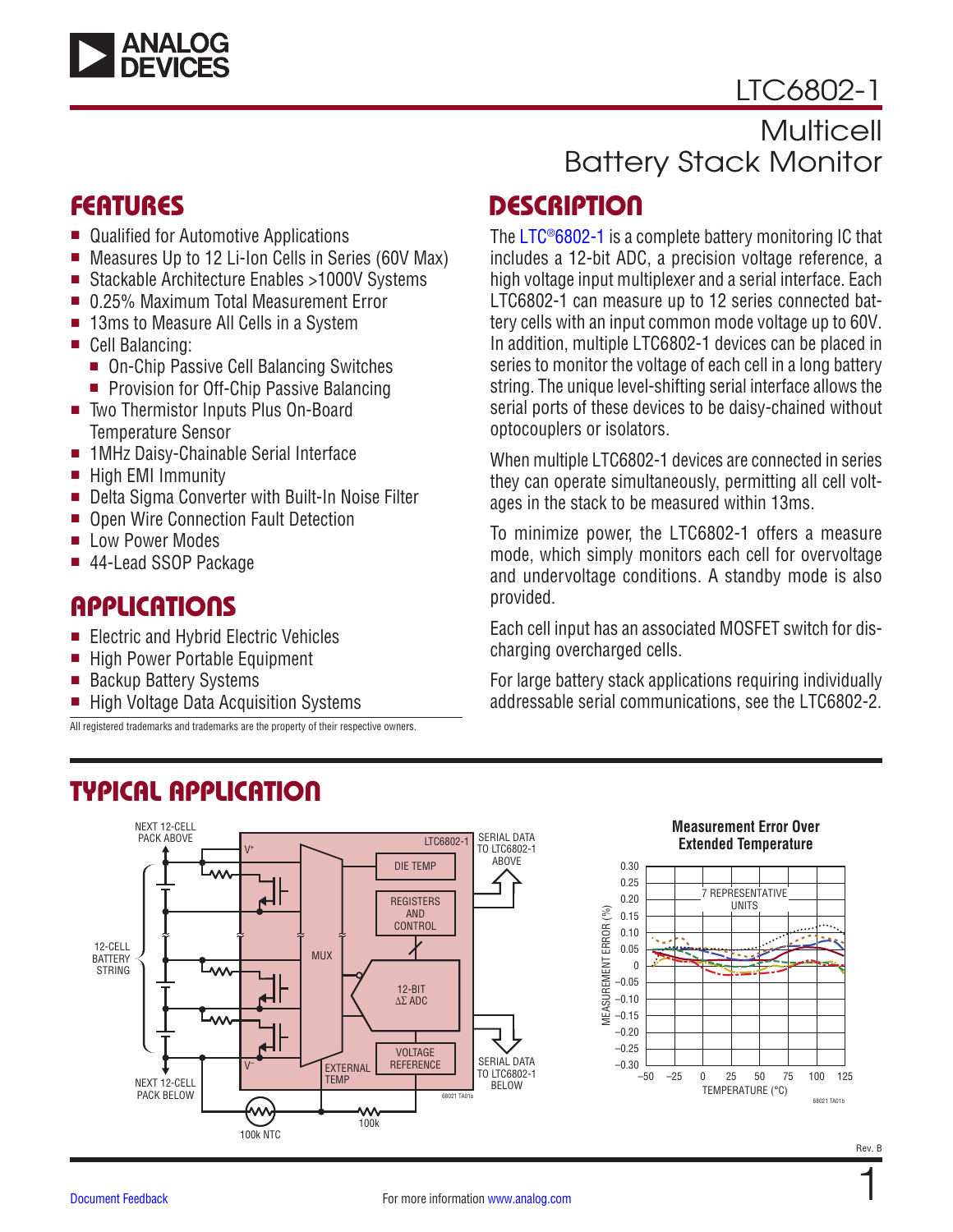# LTC6802-1

## Multicell Battery Stack Monitor

## FEATURES

- Qualified for Automotive Applications
- Measures Up to 12 Li-Ion Cells in Series (60V Max)
- Stackable Architecture Enables >1000V Systems
- 0.25% Maximum Total Measurement Error
- 13ms to Measure All Cells in a System
- Cell Balancing:
  - On-Chip Passive Cell Balancing Switches
  - Provision for Off-Chip Passive Balancing
- Two Thermistor Inputs Plus On-Board Temperature Sensor
- 1MHz Daisy-Chainable Serial Interface
- High EMI Immunity
- Delta Sigma Converter with Built-In Noise Filter
- Open Wire Connection Fault Detection
- Low Power Modes
- 44-Lead SSOP Package

## APPLICATIONS

- Electric and Hybrid Electric Vehicles
- High Power Portable Equipment
- Backup Battery Systems
- High Voltage Data Acquisition Systems

All registered trademarks and trademarks are the property of their respective owners.

## DESCRIPTION

The LTC®6802-1 is a complete battery monitoring IC that includes a 12-bit ADC, a precision voltage reference, a high voltage input multiplexer and a serial interface. Each LTC6802-1 can measure up to 12 series connected battery cells with an input common mode voltage up to 60V. In addition, multiple LTC6802-1 devices can be placed in series to monitor the voltage of each cell in a long battery string. The unique level-shifting serial interface allows the serial ports of these devices to be daisy-chained without optocouplers or isolators.

When multiple LTC6802-1 devices are connected in series they can operate simultaneously, permitting all cell voltages in the stack to be measured within 13ms.

To minimize power, the LTC6802-1 offers a measure mode, which simply monitors each cell for overvoltage and undervoltage conditions. A standby mode is also provided.

Each cell input has an associated MOSFET switch for discharging overcharged cells.

For large battery stack applications requiring individually addressable serial communications, see the LTC6802-2.

## TYPICAL APPLICATION

NEXT 12-CELL PACK ABOVE | LTC6802-1 | V+ | DIE TEMP | REGISTERS AND CONTROL | MUX | 12-BIT ΔΣ ADC | VOLTAGE REFERENCE | EXTERNAL TEMP | V– | SERIAL DATA TO LTC6802-1 ABOVE | SERIAL DATA TO LTC6802-1 BELOW | 12-CELL BATTERY STRING | NEXT 12-CELL PACK BELOW | 100k NTC | 100k | 68021 TA01a

**Measurement Error Over Extended Temperature**

7 REPRESENTATIVE UNITS

MEASUREMENT ERROR (%) vs TEMPERATURE (°C)

68021 TA01b

Rev. B

Document Feedback

For more information www.analog.com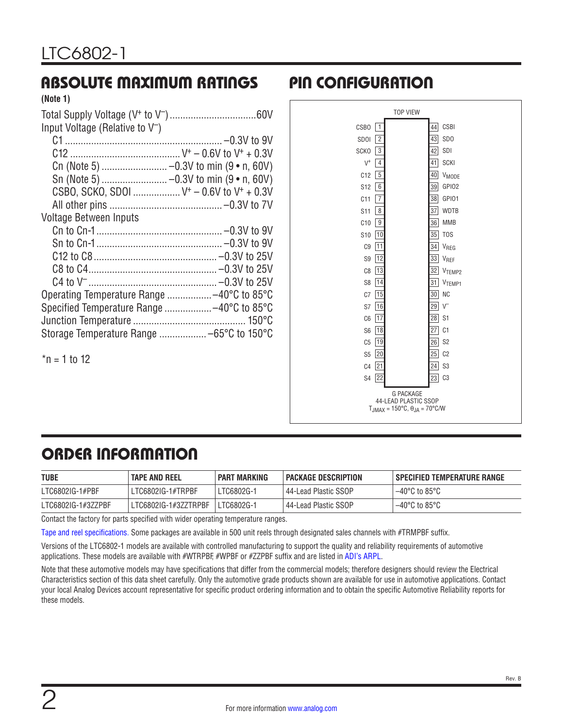## ABSOLUTE MAXIMUM RATINGS

**(Note 1)**

Total Supply Voltage ($V^+$ to $V^-$) ................................60V

Input Voltage (Relative to $V^-$)

- C1 ............................................................ –0.3V to 9V
- C12 .......................................... $V^+$ – 0.6V to $V^+$ + 0.3V
- Cn (Note 5) ......................... –0.3V to min (9 • n, 60V)
- Sn (Note 5) ......................... –0.3V to min (9 • n, 60V)
- CSBO, SCKO, SDOI .................. $V^+$ – 0.6V to $V^+$ + 0.3V
- All other pins ........................................... –0.3V to 7V

Voltage Between Inputs

- Cn to Cn-1 ............................................... –0.3V to 9V
- Sn to Cn-1 ............................................... –0.3V to 9V
- C12 to C8 ............................................... –0.3V to 25V
- C8 to C4 ................................................. –0.3V to 25V
- C4 to $V^-$ ................................................. –0.3V to 25V

Operating Temperature Range .................–40°C to 85°C

Specified Temperature Range ..................–40°C to 85°C

Junction Temperature ........................................... 150°C

Storage Temperature Range ..................–65°C to 150°C

*n = 1 to 12

## PIN CONFIGURATION

TOP VIEW

| Pin | Name | Pin | Name |
|---|---|---|---|
| 1 | CSBO | 44 | CSBI |
| 2 | SDOI | 43 | SDO |
| 3 | SCKO | 42 | SDI |
| 4 | $V^+$ | 41 | SCKI |
| 5 | C12 | 40 | $V_{MODE}$ |
| 6 | S12 | 39 | GPIO2 |
| 7 | C11 | 38 | GPIO1 |
| 8 | S11 | 37 | WDTB |
| 9 | C10 | 36 | MMB |
| 10 | S10 | 35 | TOS |
| 11 | C9 | 34 | $V_{REG}$ |
| 12 | S9 | 33 | $V_{REF}$ |
| 13 | C8 | 32 | $V_{TEMP2}$ |
| 14 | S8 | 31 | $V_{TEMP1}$ |
| 15 | C7 | 30 | NC |
| 16 | S7 | 29 | $V^-$ |
| 17 | C6 | 28 | S1 |
| 18 | S6 | 27 | C1 |
| 19 | C5 | 26 | S2 |
| 20 | S5 | 25 | C2 |
| 21 | C4 | 24 | S3 |
| 22 | S4 | 23 | C3 |

G PACKAGE
44-LEAD PLASTIC SSOP
$T_{JMAX}$ = 150°C, $\theta_{JA}$ = 70°C/W

## ORDER INFORMATION

| TUBE | TAPE AND REEL | PART MARKING | PACKAGE DESCRIPTION | SPECIFIED TEMPERATURE RANGE |
|---|---|---|---|---|
| LTC6802IG-1#PBF | LTC6802IG-1#TRPBF | LTC6802G-1 | 44-Lead Plastic SSOP | –40°C to 85°C |
| LTC6802IG-1#3ZZPBF | LTC6802IG-1#3ZZTRPBF | LTC6802G-1 | 44-Lead Plastic SSOP | –40°C to 85°C |

Contact the factory for parts specified with wider operating temperature ranges.

Tape and reel specifications. Some packages are available in 500 unit reels through designated sales channels with #TRMPBF suffix.

Versions of the LTC6802-1 models are available with controlled manufacturing to support the quality and reliability requirements of automotive applications. These models are available with #WTRPBF, #WPBF or #ZZPBF suffix and are listed in ADI's ARPL.

Note that these automotive models may have specifications that differ from the commercial models; therefore designers should review the Electrical Characteristics section of this data sheet carefully. Only the automotive grade products shown are available for use in automotive applications. Contact your local Analog Devices account representative for specific product ordering information and to obtain the specific Automotive Reliability reports for these models.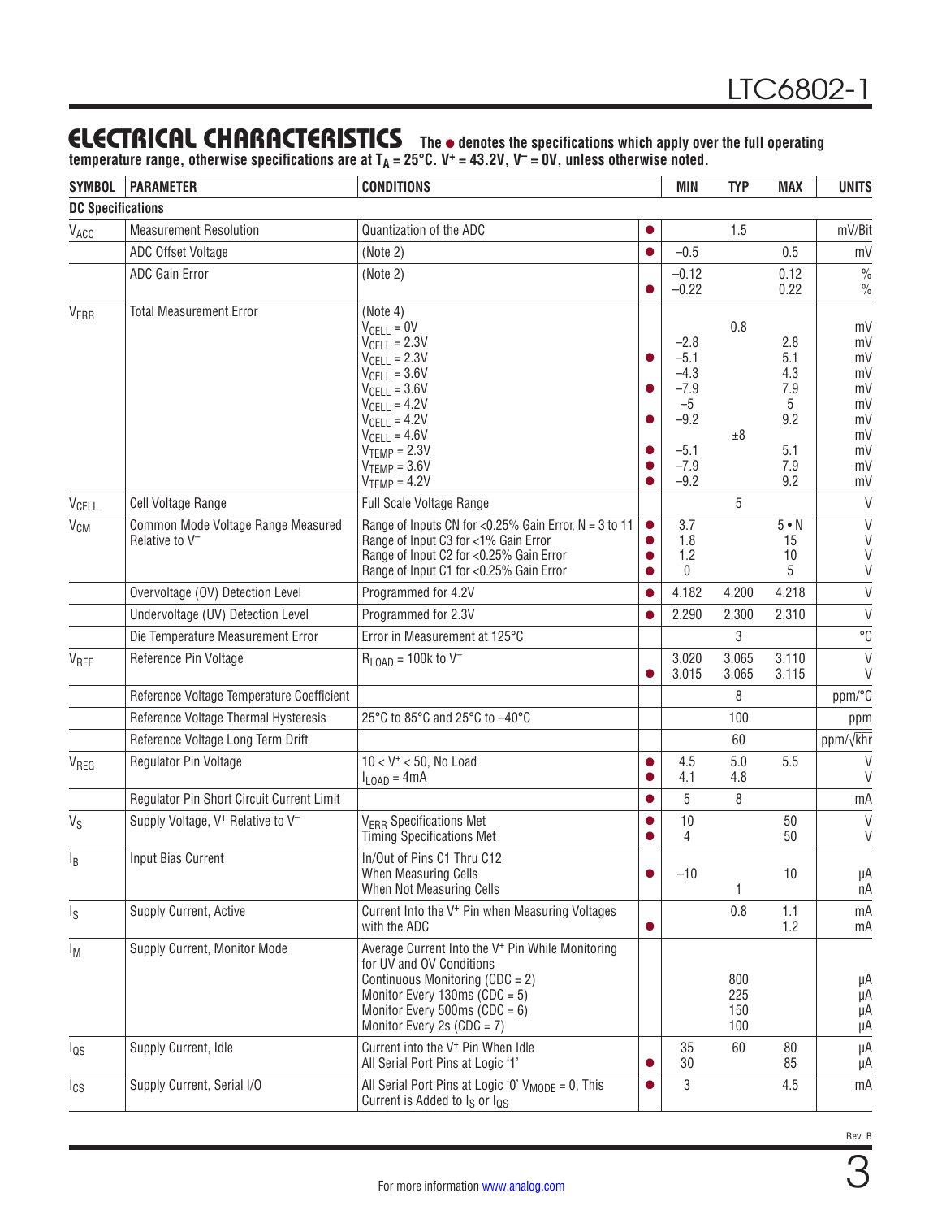## ELECTRICAL CHARACTERISTICS

**The ● denotes the specifications which apply over the full operating temperature range, otherwise specifications are at $T_A$ = 25°C. $V^+$ = 43.2V, $V^-$ = 0V, unless otherwise noted.**

| SYMBOL | PARAMETER | CONDITIONS | | MIN | TYP | MAX | UNITS |
|---|---|---|---|---|---|---|---|
| **DC Specifications** | | | | | | | |
| $V_{ACC}$ | Measurement Resolution | Quantization of the ADC | ● | | 1.5 | | mV/Bit |
| | ADC Offset Voltage | (Note 2) | ● | –0.5 | | 0.5 | mV |
| | ADC Gain Error | (Note 2) | | –0.12 | | 0.12 | % |
| | | | ● | –0.22 | | 0.22 | % |
| $V_{ERR}$ | Total Measurement Error | (Note 4) | | | | | |
| | | $V_{CELL}$ = 0V | | | 0.8 | | mV |
| | | $V_{CELL}$ = 2.3V | | –2.8 | | 2.8 | mV |
| | | $V_{CELL}$ = 2.3V | ● | –5.1 | | 5.1 | mV |
| | | $V_{CELL}$ = 3.6V | | –4.3 | | 4.3 | mV |
| | | $V_{CELL}$ = 3.6V | ● | –7.9 | | 7.9 | mV |
| | | $V_{CELL}$ = 4.2V | | –5 | | 5 | mV |
| | | $V_{CELL}$ = 4.2V | ● | –9.2 | | 9.2 | mV |
| | | $V_{CELL}$ = 4.6V | | | ±8 | | mV |
| | | $V_{TEMP}$ = 2.3V | ● | –5.1 | | 5.1 | mV |
| | | $V_{TEMP}$ = 3.6V | ● | –7.9 | | 7.9 | mV |
| | | $V_{TEMP}$ = 4.2V | ● | –9.2 | | 9.2 | mV |
| $V_{CELL}$ | Cell Voltage Range | Full Scale Voltage Range | | | 5 | | V |
| $V_{CM}$ | Common Mode Voltage Range Measured Relative to $V^-$ | Range of Inputs CN for <0.25% Gain Error, N = 3 to 11 | ● | 3.7 | | 5 • N | V |
| | | Range of Input C3 for <1% Gain Error | ● | 1.8 | | 15 | V |
| | | Range of Input C2 for <0.25% Gain Error | ● | 1.2 | | 10 | V |
| | | Range of Input C1 for <0.25% Gain Error | ● | 0 | | 5 | V |
| | Overvoltage (OV) Detection Level | Programmed for 4.2V | ● | 4.182 | 4.200 | 4.218 | V |
| | Undervoltage (UV) Detection Level | Programmed for 2.3V | ● | 2.290 | 2.300 | 2.310 | V |
| | Die Temperature Measurement Error | Error in Measurement at 125°C | | | 3 | | °C |
| $V_{REF}$ | Reference Pin Voltage | $R_{LOAD}$ = 100k to $V^-$ | | 3.020 | 3.065 | 3.110 | V |
| | | | ● | 3.015 | 3.065 | 3.115 | V |
| | Reference Voltage Temperature Coefficient | | | | 8 | | ppm/°C |
| | Reference Voltage Thermal Hysteresis | 25°C to 85°C and 25°C to –40°C | | | 100 | | ppm |
| | Reference Voltage Long Term Drift | | | | 60 | | ppm/√khr |
| $V_{REG}$ | Regulator Pin Voltage | 10 < $V^+$ < 50, No Load | ● | 4.5 | 5.0 | 5.5 | V |
| | | $I_{LOAD}$ = 4mA | ● | 4.1 | 4.8 | | V |
| | Regulator Pin Short Circuit Current Limit | | ● | 5 | 8 | | mA |
| $V_S$ | Supply Voltage, $V^+$ Relative to $V^-$ | $V_{ERR}$ Specifications Met | ● | 10 | | 50 | V |
| | | Timing Specifications Met | ● | 4 | | 50 | V |
| $I_B$ | Input Bias Current | In/Out of Pins C1 Thru C12 | | | | | |
| | | When Measuring Cells | ● | –10 | | 10 | µA |
| | | When Not Measuring Cells | | | 1 | | nA |
| $I_S$ | Supply Current, Active | Current Into the $V^+$ Pin when Measuring Voltages with the ADC | | | 0.8 | 1.1 | mA |
| | | | ● | | | 1.2 | mA |
| $I_M$ | Supply Current, Monitor Mode | Average Current Into the $V^+$ Pin While Monitoring for UV and OV Conditions | | | | | |
| | | Continuous Monitoring (CDC = 2) | | | 800 | | µA |
| | | Monitor Every 130ms (CDC = 5) | | | 225 | | µA |
| | | Monitor Every 500ms (CDC = 6) | | | 150 | | µA |
| | | Monitor Every 2s (CDC = 7) | | | 100 | | µA |
| $I_{QS}$ | Supply Current, Idle | Current into the $V^+$ Pin When Idle | | 35 | 60 | 80 | µA |
| | | All Serial Port Pins at Logic '1' | ● | 30 | | 85 | µA |
| $I_{CS}$ | Supply Current, Serial I/O | All Serial Port Pins at Logic '0' $V_{MODE}$ = 0, This Current is Added to $I_S$ or $I_{QS}$ | ● | 3 | | 4.5 | mA |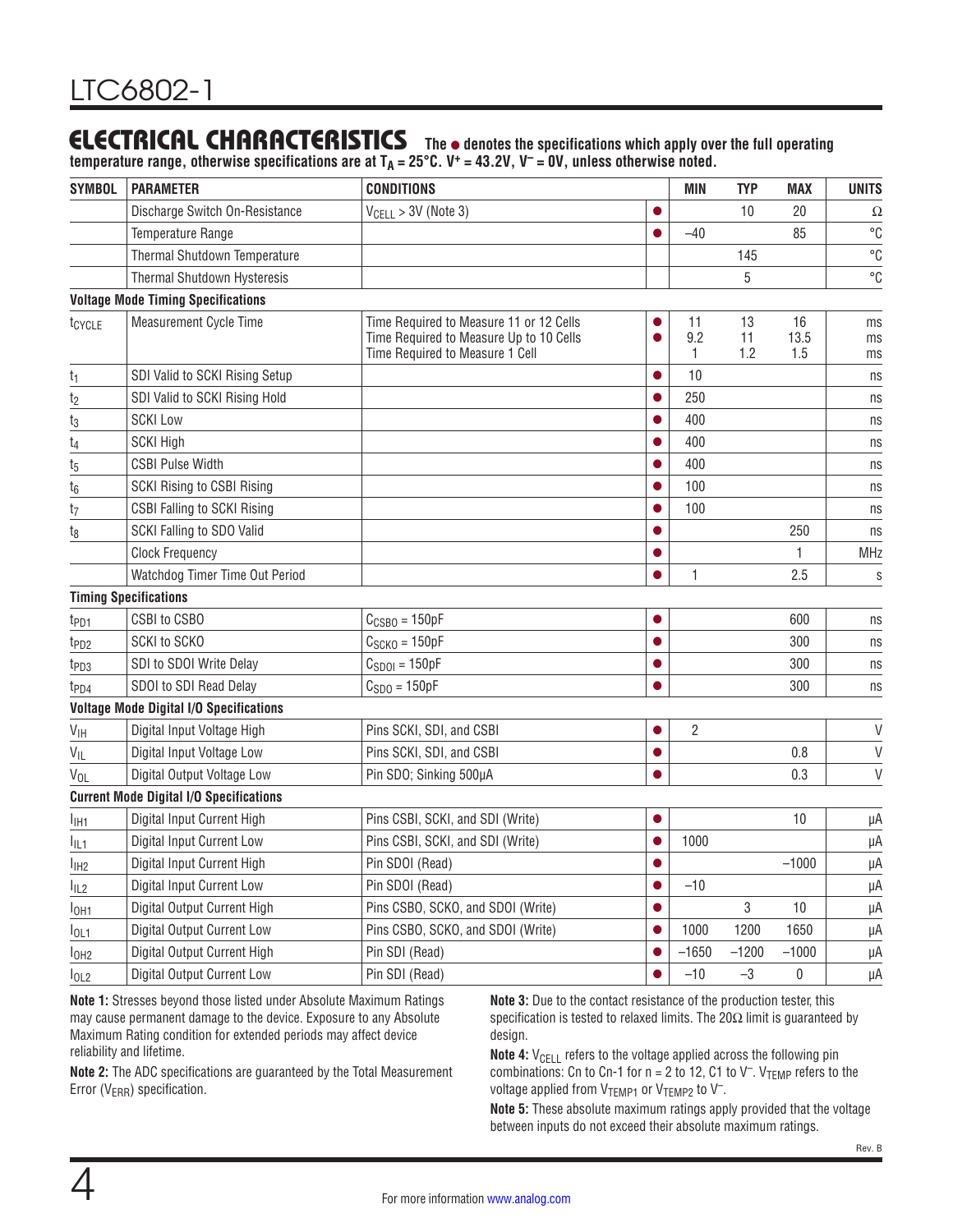## ELECTRICAL CHARACTERISTICS

**The ● denotes the specifications which apply over the full operating temperature range, otherwise specifications are at $T_A$ = 25°C. $V^+$ = 43.2V, $V^-$ = 0V, unless otherwise noted.**

| SYMBOL | PARAMETER | CONDITIONS | | MIN | TYP | MAX | UNITS |
|---|---|---|---|---|---|---|---|
| | Discharge Switch On-Resistance | $V_{CELL}$ > 3V (Note 3) | ● | | 10 | 20 | Ω |
| | Temperature Range | | ● | –40 | | 85 | °C |
| | Thermal Shutdown Temperature | | | | 145 | | °C |
| | Thermal Shutdown Hysteresis | | | | 5 | | °C |
| **Voltage Mode Timing Specifications** | | | | | | | |
| $t_{CYCLE}$ | Measurement Cycle Time | Time Required to Measure 11 or 12 Cells<br>Time Required to Measure Up to 10 Cells<br>Time Required to Measure 1 Cell | ●<br>● | 11<br>9.2<br>1 | 13<br>11<br>1.2 | 16<br>13.5<br>1.5 | ms<br>ms<br>ms |
| $t_1$ | SDI Valid to SCKI Rising Setup | | ● | 10 | | | ns |
| $t_2$ | SDI Valid to SCKI Rising Hold | | ● | 250 | | | ns |
| $t_3$ | SCKI Low | | ● | 400 | | | ns |
| $t_4$ | SCKI High | | ● | 400 | | | ns |
| $t_5$ | CSBI Pulse Width | | ● | 400 | | | ns |
| $t_6$ | SCKI Rising to CSBI Rising | | ● | 100 | | | ns |
| $t_7$ | CSBI Falling to SCKI Rising | | ● | 100 | | | ns |
| $t_8$ | SCKI Falling to SDO Valid | | ● | | | 250 | ns |
| | Clock Frequency | | ● | | | 1 | MHz |
| | Watchdog Timer Time Out Period | | ● | 1 | | 2.5 | s |
| **Timing Specifications** | | | | | | | |
| $t_{PD1}$ | CSBI to CSBO | $C_{CSBO}$ = 150pF | ● | | | 600 | ns |
| $t_{PD2}$ | SCKI to SCKO | $C_{SCKO}$ = 150pF | ● | | | 300 | ns |
| $t_{PD3}$ | SDI to SDOI Write Delay | $C_{SDOI}$ = 150pF | ● | | | 300 | ns |
| $t_{PD4}$ | SDOI to SDI Read Delay | $C_{SDO}$ = 150pF | ● | | | 300 | ns |
| **Voltage Mode Digital I/O Specifications** | | | | | | | |
| $V_{IH}$ | Digital Input Voltage High | Pins SCKI, SDI, and CSBI | ● | 2 | | | V |
| $V_{IL}$ | Digital Input Voltage Low | Pins SCKI, SDI, and CSBI | ● | | | 0.8 | V |
| $V_{OL}$ | Digital Output Voltage Low | Pin SDO; Sinking 500µA | ● | | | 0.3 | V |
| **Current Mode Digital I/O Specifications** | | | | | | | |
| $I_{IH1}$ | Digital Input Current High | Pins CSBI, SCKI, and SDI (Write) | ● | | | 10 | µA |
| $I_{IL1}$ | Digital Input Current Low | Pins CSBI, SCKI, and SDI (Write) | ● | 1000 | | | µA |
| $I_{IH2}$ | Digital Input Current High | Pin SDOI (Read) | ● | | | –1000 | µA |
| $I_{IL2}$ | Digital Input Current Low | Pin SDOI (Read) | ● | –10 | | | µA |
| $I_{OH1}$ | Digital Output Current High | Pins CSBO, SCKO, and SDOI (Write) | ● | | 3 | 10 | µA |
| $I_{OL1}$ | Digital Output Current Low | Pins CSBO, SCKO, and SDOI (Write) | ● | 1000 | 1200 | 1650 | µA |
| $I_{OH2}$ | Digital Output Current High | Pin SDI (Read) | ● | –1650 | –1200 | –1000 | µA |
| $I_{OL2}$ | Digital Output Current Low | Pin SDI (Read) | ● | –10 | –3 | 0 | µA |

**Note 1:** Stresses beyond those listed under Absolute Maximum Ratings may cause permanent damage to the device. Exposure to any Absolute Maximum Rating condition for extended periods may affect device reliability and lifetime.

**Note 2:** The ADC specifications are guaranteed by the Total Measurement Error ($V_{ERR}$) specification.

**Note 3:** Due to the contact resistance of the production tester, this specification is tested to relaxed limits. The 20Ω limit is guaranteed by design.

**Note 4:** $V_{CELL}$ refers to the voltage applied across the following pin combinations: Cn to Cn-1 for n = 2 to 12, C1 to $V^-$. $V_{TEMP}$ refers to the voltage applied from $V_{TEMP1}$ or $V_{TEMP2}$ to $V^-$.

**Note 5:** These absolute maximum ratings apply provided that the voltage between inputs do not exceed their absolute maximum ratings.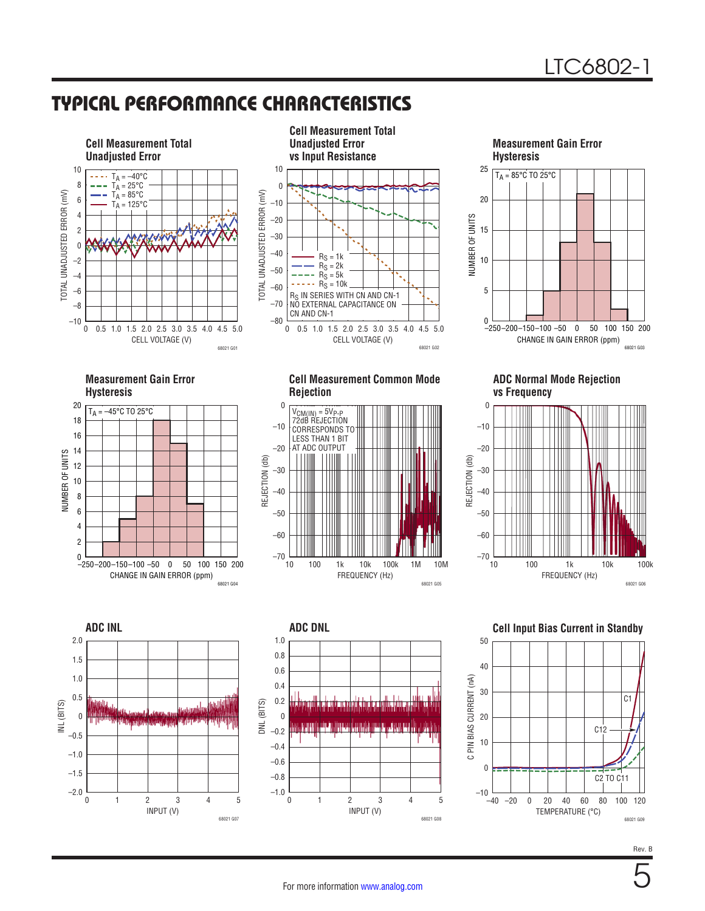## TYPICAL PERFORMANCE CHARACTERISTICS

**Cell Measurement Total Unadjusted Error**

$T_A$ = –40°C
$T_A$ = 25°C
$T_A$ = 85°C
$T_A$ = 125°C

TOTAL UNADJUSTED ERROR (mV) vs CELL VOLTAGE (V)

68021 G01

**Cell Measurement Total Unadjusted Error vs Input Resistance**

$R_S$ = 1k
$R_S$ = 2k
$R_S$ = 5k
$R_S$ = 10k
$R_S$ IN SERIES WITH CN AND CN-1
NO EXTERNAL CAPACITANCE ON CN AND CN-1

TOTAL UNADJUSTED ERROR (mV) vs CELL VOLTAGE (V)

68021 G02

**Measurement Gain Error Hysteresis**

$T_A$ = 85°C TO 25°C

NUMBER OF UNITS vs CHANGE IN GAIN ERROR (ppm)

68021 G03

**Measurement Gain Error Hysteresis**

$T_A$ = –45°C TO 25°C

NUMBER OF UNITS vs CHANGE IN GAIN ERROR (ppm)

68021 G04

**Cell Measurement Common Mode Rejection**

$V_{CM(IN)}$ = $5V_{P-P}$
72dB REJECTION CORRESPONDS TO LESS THAN 1 BIT AT ADC OUTPUT

REJECTION (db) vs FREQUENCY (Hz)

68021 G05

**ADC Normal Mode Rejection vs Frequency**

REJECTION (db) vs FREQUENCY (Hz)

68021 G06

**ADC INL**

INL (BITS) vs INPUT (V)

68021 G07

**ADC DNL**

DNL (BITS) vs INPUT (V)

68021 G08

**Cell Input Bias Current in Standby**

C1
C12
C2 TO C11

C PIN BIAS CURRENT (nA) vs TEMPERATURE (°C)

68021 G09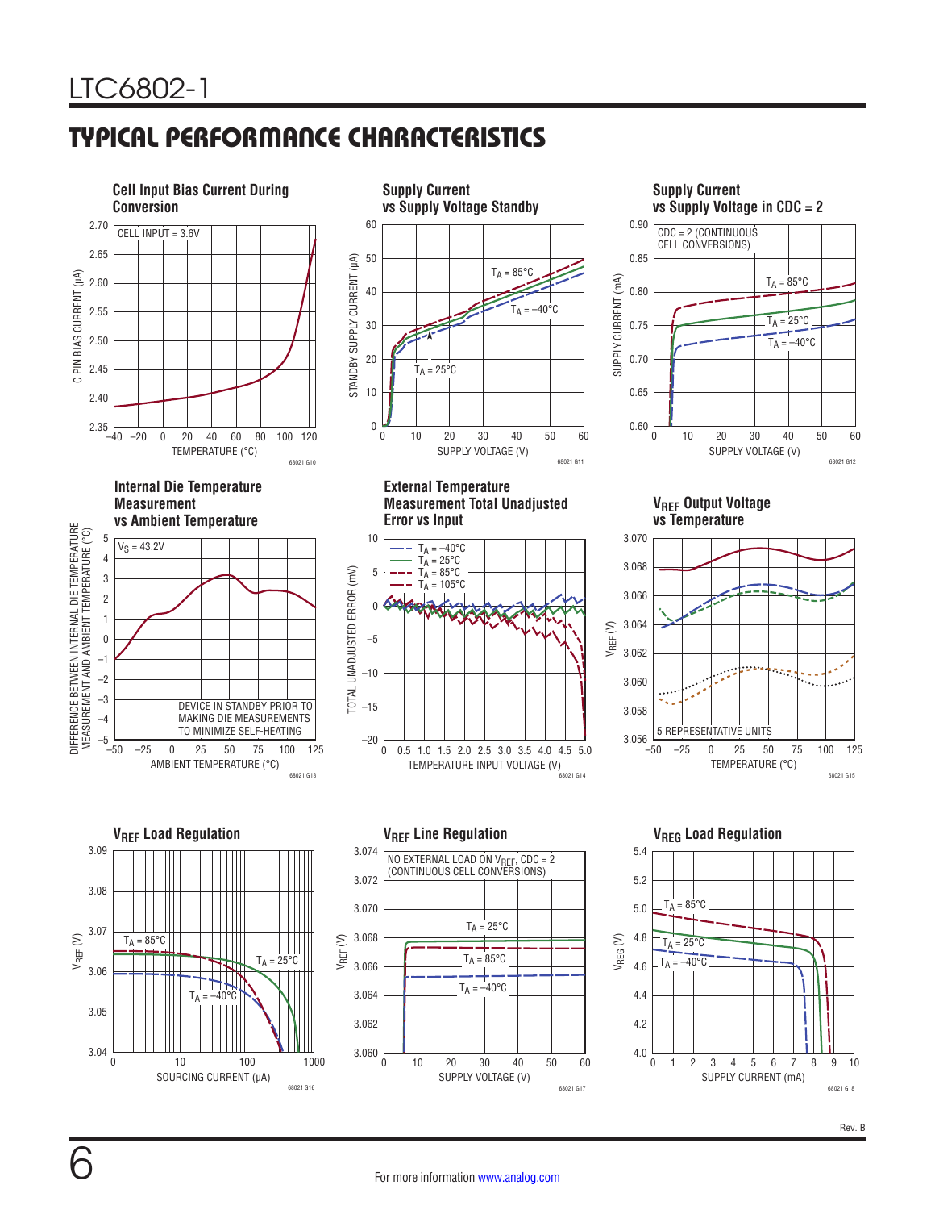## TYPICAL PERFORMANCE CHARACTERISTICS

**Cell Input Bias Current During Conversion**

CELL INPUT = 3.6V

C PIN BIAS CURRENT (µA) vs TEMPERATURE (°C)

68021 G10

**Supply Current vs Supply Voltage Standby**

$T_A$ = 85°C, $T_A$ = –40°C, $T_A$ = 25°C

STANDBY SUPPLY CURRENT (µA) vs SUPPLY VOLTAGE (V)

68021 G11

**Supply Current vs Supply Voltage in CDC = 2**

CDC = 2 (CONTINUOUS CELL CONVERSIONS)

$T_A$ = 85°C, $T_A$ = 25°C, $T_A$ = –40°C

SUPPLY CURRENT (mA) vs SUPPLY VOLTAGE (V)

68021 G12

**Internal Die Temperature Measurement vs Ambient Temperature**

$V_S$ = 43.2V

DEVICE IN STANDBY PRIOR TO MAKING DIE MEASUREMENTS TO MINIMIZE SELF-HEATING

DIFFERENCE BETWEEN INTERNAL DIE TEMPERATURE MEASUREMENT AND AMBIENT TEMPERATURE (°C) vs AMBIENT TEMPERATURE (°C)

68021 G13

**External Temperature Measurement Total Unadjusted Error vs Input**

$T_A$ = –40°C, $T_A$ = 25°C, $T_A$ = 85°C, $T_A$ = 105°C

TOTAL UNADJUSTED ERROR (mV) vs TEMPERATURE INPUT VOLTAGE (V)

68021 G14

**$V_{REF}$ Output Voltage vs Temperature**

5 REPRESENTATIVE UNITS

$V_{REF}$ (V) vs TEMPERATURE (°C)

68021 G15

**$V_{REF}$ Load Regulation**

$T_A$ = 85°C, $T_A$ = 25°C, $T_A$ = –40°C

$V_{REF}$ (V) vs SOURCING CURRENT (µA)

68021 G16

**$V_{REF}$ Line Regulation**

NO EXTERNAL LOAD ON $V_{REF}$, CDC = 2 (CONTINUOUS CELL CONVERSIONS)

$T_A$ = 25°C, $T_A$ = 85°C, $T_A$ = –40°C

$V_{REF}$ (V) vs SUPPLY VOLTAGE (V)

68021 G17

**$V_{REG}$ Load Regulation**

$T_A$ = 85°C, $T_A$ = 25°C, $T_A$ = –40°C

$V_{REG}$ (V) vs SUPPLY CURRENT (mA)

68021 G18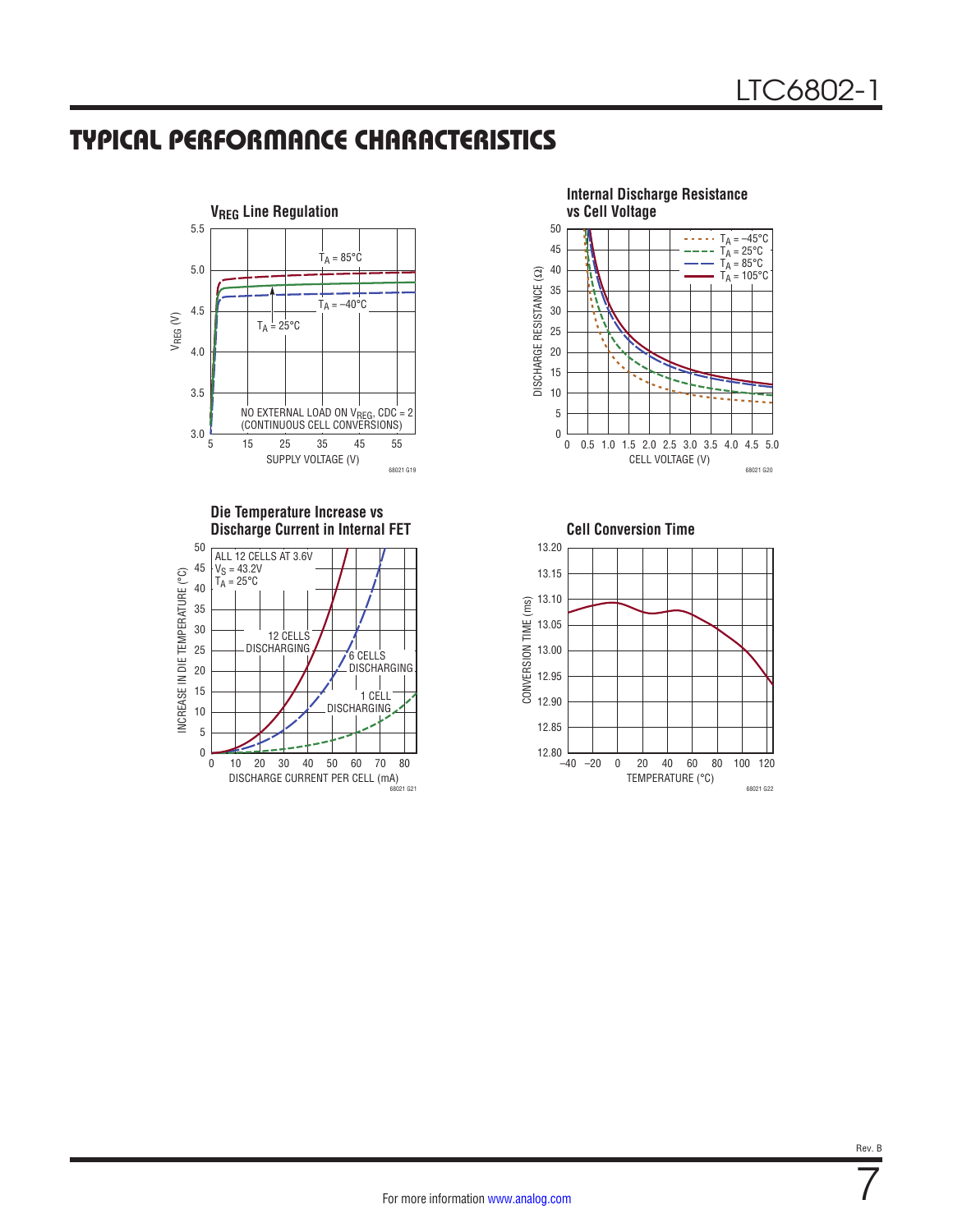## TYPICAL PERFORMANCE CHARACTERISTICS

**$V_{REG}$ Line Regulation**

$T_A$ = 85°C
$T_A$ = –40°C
$T_A$ = 25°C
NO EXTERNAL LOAD ON $V_{REG}$, CDC = 2 (CONTINUOUS CELL CONVERSIONS)
$V_{REG}$ (V)
SUPPLY VOLTAGE (V)
68021 G19

**Internal Discharge Resistance vs Cell Voltage**

$T_A$ = –45°C
$T_A$ = 25°C
$T_A$ = 85°C
$T_A$ = 105°C
DISCHARGE RESISTANCE (Ω)
CELL VOLTAGE (V)
68021 G20

**Die Temperature Increase vs Discharge Current in Internal FET**

ALL 12 CELLS AT 3.6V
$V_S$ = 43.2V
$T_A$ = 25°C
12 CELLS DISCHARGING
6 CELLS DISCHARGING
1 CELL DISCHARGING
INCREASE IN DIE TEMPERATURE (°C)
DISCHARGE CURRENT PER CELL (mA)
68021 G21

**Cell Conversion Time**

CONVERSION TIME (ms)
TEMPERATURE (°C)
68021 G22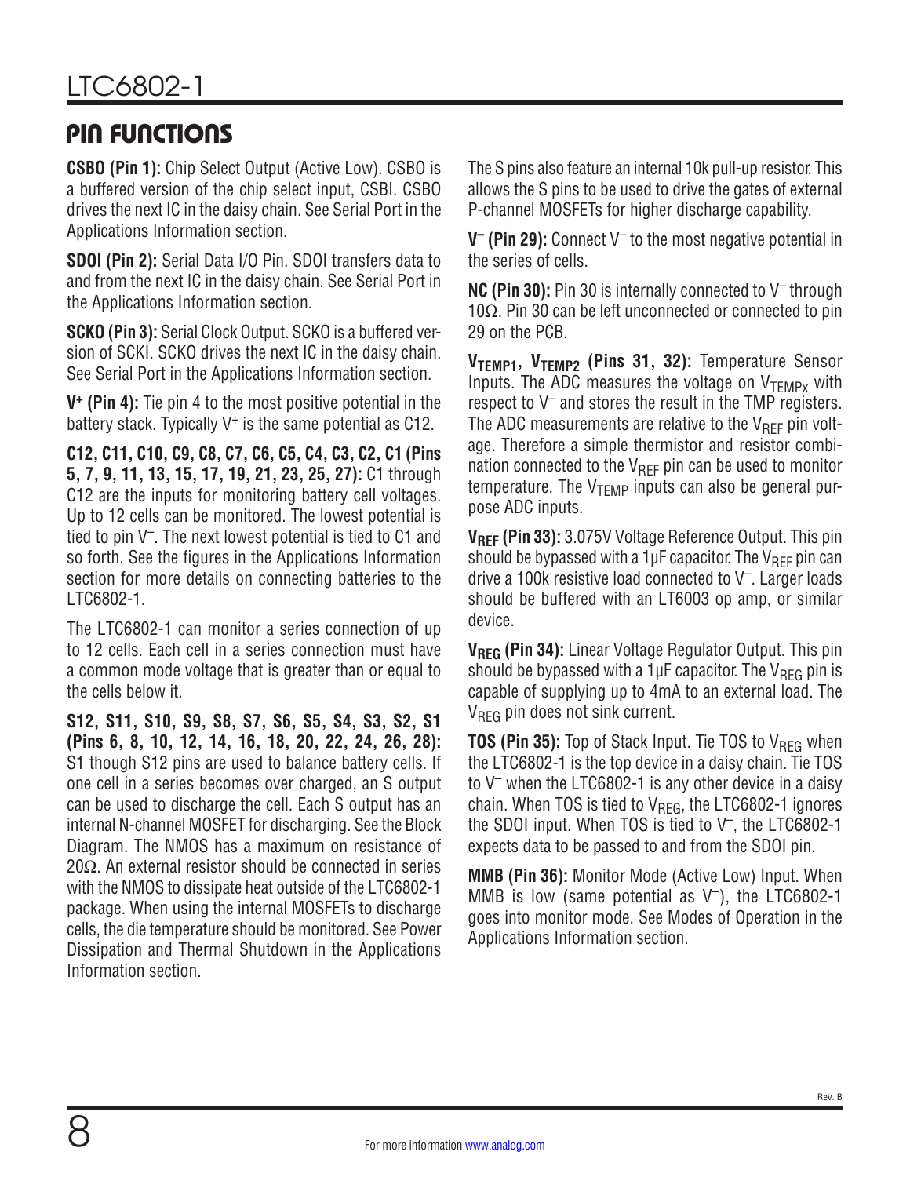## PIN FUNCTIONS

**CSBO (Pin 1):** Chip Select Output (Active Low). CSBO is a buffered version of the chip select input, CSBI. CSBO drives the next IC in the daisy chain. See Serial Port in the Applications Information section.

**SDOI (Pin 2):** Serial Data I/O Pin. SDOI transfers data to and from the next IC in the daisy chain. See Serial Port in the Applications Information section.

**SCKO (Pin 3):** Serial Clock Output. SCKO is a buffered version of SCKI. SCKO drives the next IC in the daisy chain. See Serial Port in the Applications Information section.

**$V^+$ (Pin 4):** Tie pin 4 to the most positive potential in the battery stack. Typically $V^+$ is the same potential as C12.

**C12, C11, C10, C9, C8, C7, C6, C5, C4, C3, C2, C1 (Pins 5, 7, 9, 11, 13, 15, 17, 19, 21, 23, 25, 27):** C1 through C12 are the inputs for monitoring battery cell voltages. Up to 12 cells can be monitored. The lowest potential is tied to pin $V^–$. The next lowest potential is tied to C1 and so forth. See the figures in the Applications Information section for more details on connecting batteries to the LTC6802-1.

The LTC6802-1 can monitor a series connection of up to 12 cells. Each cell in a series connection must have a common mode voltage that is greater than or equal to the cells below it.

**S12, S11, S10, S9, S8, S7, S6, S5, S4, S3, S2, S1 (Pins 6, 8, 10, 12, 14, 16, 18, 20, 22, 24, 26, 28):** S1 though S12 pins are used to balance battery cells. If one cell in a series becomes over charged, an S output can be used to discharge the cell. Each S output has an internal N-channel MOSFET for discharging. See the Block Diagram. The NMOS has a maximum on resistance of 20Ω. An external resistor should be connected in series with the NMOS to dissipate heat outside of the LTC6802-1 package. When using the internal MOSFETs to discharge cells, the die temperature should be monitored. See Power Dissipation and Thermal Shutdown in the Applications Information section.

The S pins also feature an internal 10k pull-up resistor. This allows the S pins to be used to drive the gates of external P-channel MOSFETs for higher discharge capability.

**$V^–$ (Pin 29):** Connect $V^–$ to the most negative potential in the series of cells.

**NC (Pin 30):** Pin 30 is internally connected to $V^–$ through 10Ω. Pin 30 can be left unconnected or connected to pin 29 on the PCB.

**$V_{TEMP1}$, $V_{TEMP2}$ (Pins 31, 32):** Temperature Sensor Inputs. The ADC measures the voltage on $V_{TEMPx}$ with respect to $V^–$ and stores the result in the TMP registers. The ADC measurements are relative to the $V_{REF}$ pin voltage. Therefore a simple thermistor and resistor combination connected to the $V_{REF}$ pin can be used to monitor temperature. The $V_{TEMP}$ inputs can also be general purpose ADC inputs.

**$V_{REF}$ (Pin 33):** 3.075V Voltage Reference Output. This pin should be bypassed with a 1µF capacitor. The $V_{REF}$ pin can drive a 100k resistive load connected to $V^–$. Larger loads should be buffered with an LT6003 op amp, or similar device.

**$V_{REG}$ (Pin 34):** Linear Voltage Regulator Output. This pin should be bypassed with a 1µF capacitor. The $V_{REG}$ pin is capable of supplying up to 4mA to an external load. The $V_{REG}$ pin does not sink current.

**TOS (Pin 35):** Top of Stack Input. Tie TOS to $V_{REG}$ when the LTC6802-1 is the top device in a daisy chain. Tie TOS to $V^–$ when the LTC6802-1 is any other device in a daisy chain. When TOS is tied to $V_{REG}$, the LTC6802-1 ignores the SDOI input. When TOS is tied to $V^–$, the LTC6802-1 expects data to be passed to and from the SDOI pin.

**MMB (Pin 36):** Monitor Mode (Active Low) Input. When MMB is low (same potential as $V^–$), the LTC6802-1 goes into monitor mode. See Modes of Operation in the Applications Information section.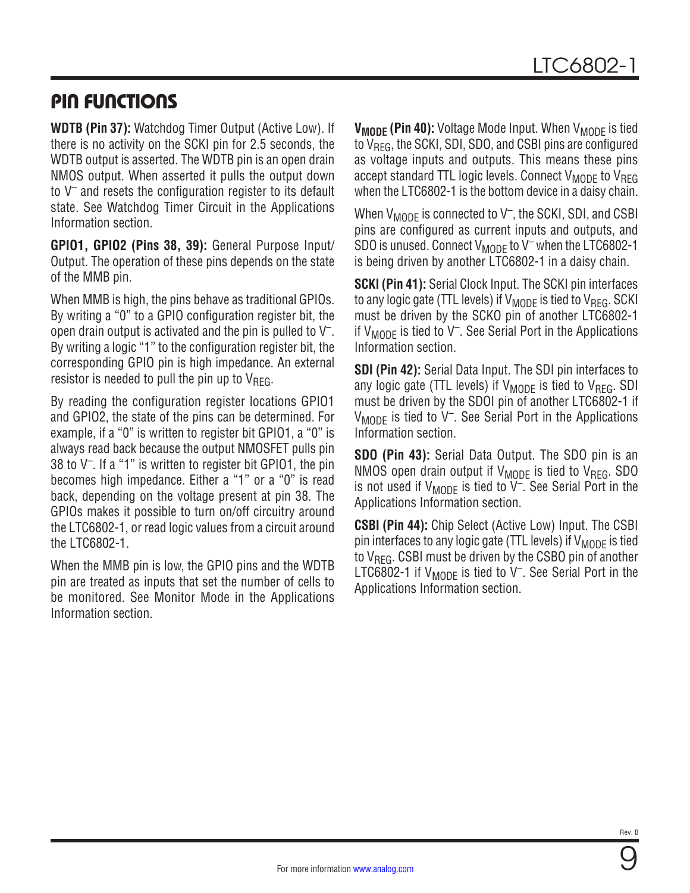## PIN FUNCTIONS

**WDTB (Pin 37):** Watchdog Timer Output (Active Low). If there is no activity on the SCKI pin for 2.5 seconds, the WDTB output is asserted. The WDTB pin is an open drain NMOS output. When asserted it pulls the output down to $V^-$ and resets the configuration register to its default state. See Watchdog Timer Circuit in the Applications Information section.

**GPIO1, GPIO2 (Pins 38, 39):** General Purpose Input/Output. The operation of these pins depends on the state of the MMB pin.

When MMB is high, the pins behave as traditional GPIOs. By writing a "0" to a GPIO configuration register bit, the open drain output is activated and the pin is pulled to $V^-$. By writing a logic "1" to the configuration register bit, the corresponding GPIO pin is high impedance. An external resistor is needed to pull the pin up to $V_{REG}$.

By reading the configuration register locations GPIO1 and GPIO2, the state of the pins can be determined. For example, if a "0" is written to register bit GPIO1, a "0" is always read back because the output NMOSFET pulls pin 38 to $V^-$. If a "1" is written to register bit GPIO1, the pin becomes high impedance. Either a "1" or a "0" is read back, depending on the voltage present at pin 38. The GPIOs makes it possible to turn on/off circuitry around the LTC6802-1, or read logic values from a circuit around the LTC6802-1.

When the MMB pin is low, the GPIO pins and the WDTB pin are treated as inputs that set the number of cells to be monitored. See Monitor Mode in the Applications Information section.

**$V_{MODE}$ (Pin 40):** Voltage Mode Input. When $V_{MODE}$ is tied to $V_{REG}$, the SCKI, SDI, SDO, and CSBI pins are configured as voltage inputs and outputs. This means these pins accept standard TTL logic levels. Connect $V_{MODE}$ to $V_{REG}$ when the LTC6802-1 is the bottom device in a daisy chain.

When $V_{MODE}$ is connected to $V^-$, the SCKI, SDI, and CSBI pins are configured as current inputs and outputs, and SDO is unused. Connect $V_{MODE}$ to $V^-$ when the LTC6802-1 is being driven by another LTC6802-1 in a daisy chain.

**SCKI (Pin 41):** Serial Clock Input. The SCKI pin interfaces to any logic gate (TTL levels) if $V_{MODE}$ is tied to $V_{REG}$. SCKI must be driven by the SCKO pin of another LTC6802-1 if $V_{MODE}$ is tied to $V^-$. See Serial Port in the Applications Information section.

**SDI (Pin 42):** Serial Data Input. The SDI pin interfaces to any logic gate (TTL levels) if $V_{MODE}$ is tied to $V_{REG}$. SDI must be driven by the SDOI pin of another LTC6802-1 if $V_{MODE}$ is tied to $V^-$. See Serial Port in the Applications Information section.

**SDO (Pin 43):** Serial Data Output. The SDO pin is an NMOS open drain output if $V_{MODE}$ is tied to $V_{REG}$. SDO is not used if $V_{MODE}$ is tied to $V^-$. See Serial Port in the Applications Information section.

**CSBI (Pin 44):** Chip Select (Active Low) Input. The CSBI pin interfaces to any logic gate (TTL levels) if $V_{MODE}$ is tied to $V_{REG}$. CSBI must be driven by the CSBO pin of another LTC6802-1 if $V_{MODE}$ is tied to $V^-$. See Serial Port in the Applications Information section.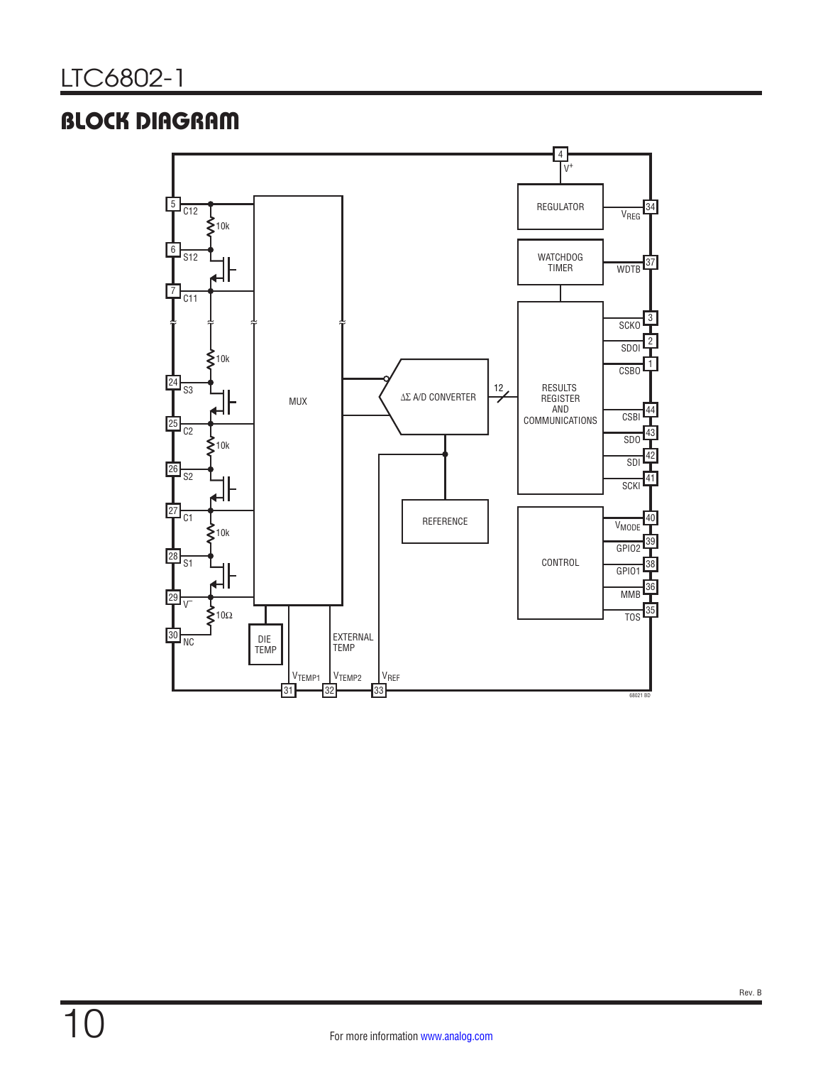## BLOCK DIAGRAM

5 C12
6 S12
7 C11
24 S3
25 C2
26 S2
27 C1
28 S1
29 V–
30 NC

10k
10k
10k
10k
10Ω

MUX

ΔΣ A/D CONVERTER

12

REFERENCE

DIE TEMP

EXTERNAL TEMP

4 V+

REGULATOR
34 VREG

WATCHDOG TIMER
37 WDTB

RESULTS REGISTER AND COMMUNICATIONS
3 SCKO
2 SDOI
1 CSBO
44 CSBI
43 SDO
42 SDI
41 SCKI

CONTROL
40 VMODE
39 GPIO2
38 GPIO1
36 MMB
35 TOS

31 VTEMP1
32 VTEMP2
33 VREF

68021 BD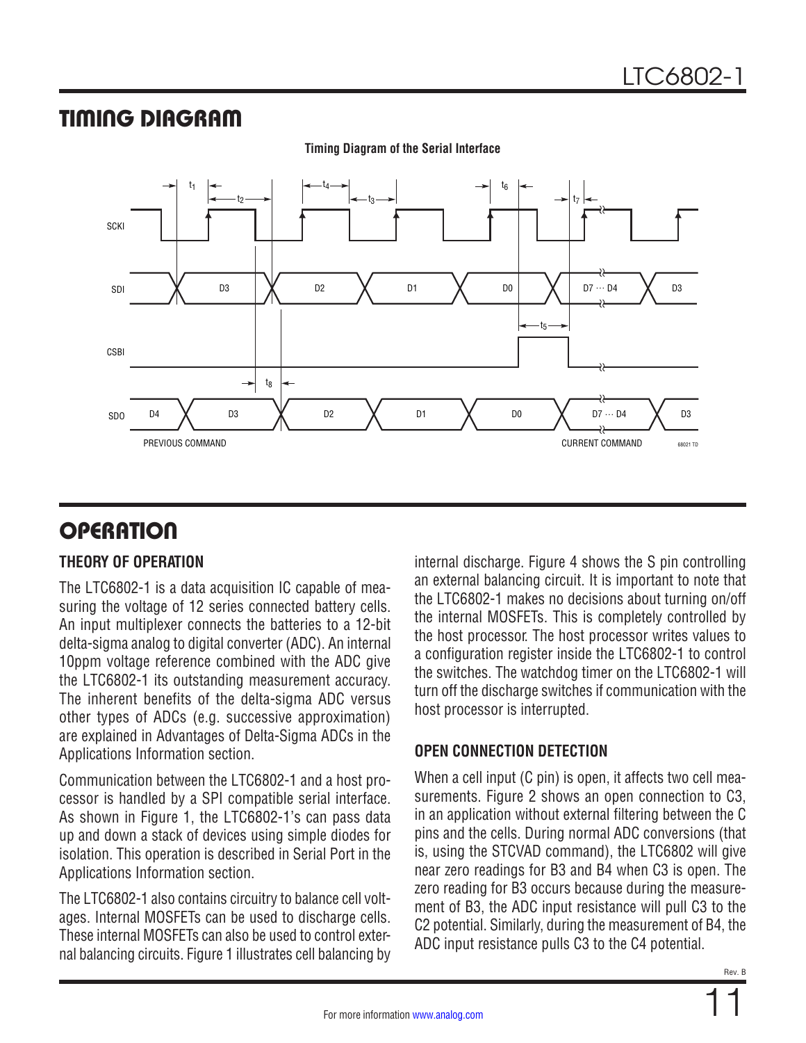## TIMING DIAGRAM

**Timing Diagram of the Serial Interface**

## OPERATION

### THEORY OF OPERATION

The LTC6802-1 is a data acquisition IC capable of measuring the voltage of 12 series connected battery cells. An input multiplexer connects the batteries to a 12-bit delta-sigma analog to digital converter (ADC). An internal 10ppm voltage reference combined with the ADC give the LTC6802-1 its outstanding measurement accuracy. The inherent benefits of the delta-sigma ADC versus other types of ADCs (e.g. successive approximation) are explained in Advantages of Delta-Sigma ADCs in the Applications Information section.

Communication between the LTC6802-1 and a host processor is handled by a SPI compatible serial interface. As shown in Figure 1, the LTC6802-1's can pass data up and down a stack of devices using simple diodes for isolation. This operation is described in Serial Port in the Applications Information section.

The LTC6802-1 also contains circuitry to balance cell voltages. Internal MOSFETs can be used to discharge cells. These internal MOSFETs can also be used to control external balancing circuits. Figure 1 illustrates cell balancing by internal discharge. Figure 4 shows the S pin controlling an external balancing circuit. It is important to note that the LTC6802-1 makes no decisions about turning on/off the internal MOSFETs. This is completely controlled by the host processor. The host processor writes values to a configuration register inside the LTC6802-1 to control the switches. The watchdog timer on the LTC6802-1 will turn off the discharge switches if communication with the host processor is interrupted.

### OPEN CONNECTION DETECTION

When a cell input (C pin) is open, it affects two cell measurements. Figure 2 shows an open connection to C3, in an application without external filtering between the C pins and the cells. During normal ADC conversions (that is, using the STCVAD command), the LTC6802 will give near zero readings for B3 and B4 when C3 is open. The zero reading for B3 occurs because during the measurement of B3, the ADC input resistance will pull C3 to the C2 potential. Similarly, during the measurement of B4, the ADC input resistance pulls C3 to the C4 potential.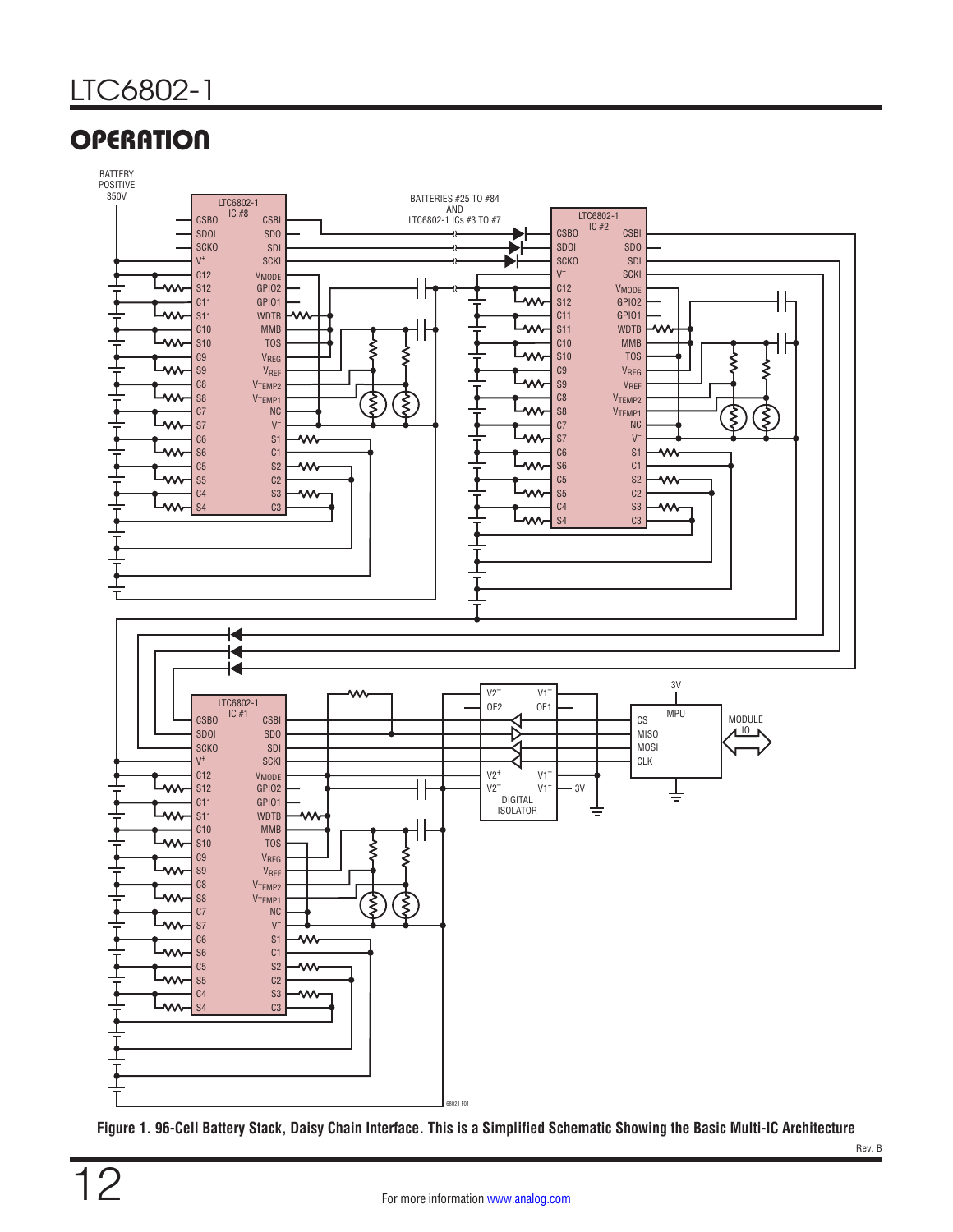## OPERATION

Figure 1. 96-Cell Battery Stack, Daisy Chain Interface. This is a Simplified Schematic Showing the Basic Multi-IC Architecture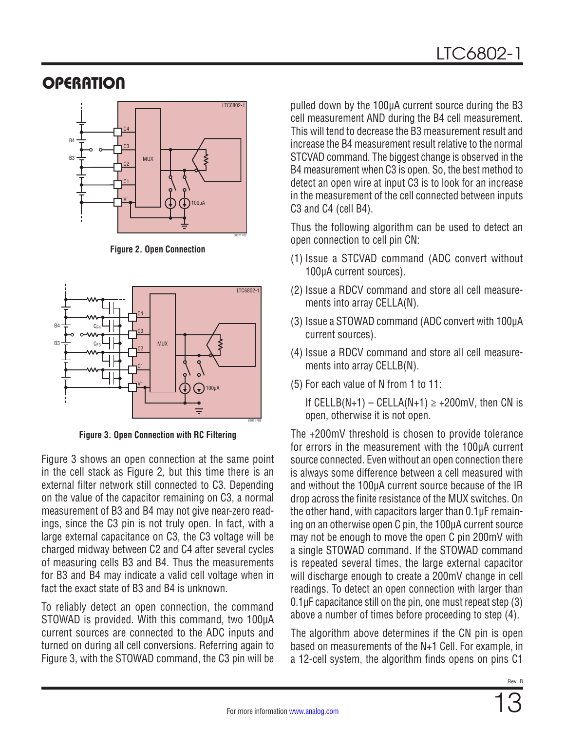## OPERATION

Figure 2. Open Connection

Figure 3. Open Connection with RC Filtering

Figure 3 shows an open connection at the same point in the cell stack as Figure 2, but this time there is an external filter network still connected to C3. Depending on the value of the capacitor remaining on C3, a normal measurement of B3 and B4 may not give near-zero readings, since the C3 pin is not truly open. In fact, with a large external capacitance on C3, the C3 voltage will be charged midway between C2 and C4 after several cycles of measuring cells B3 and B4. Thus the measurements for B3 and B4 may indicate a valid cell voltage when in fact the exact state of B3 and B4 is unknown.

To reliably detect an open connection, the command STOWAD is provided. With this command, two 100µA current sources are connected to the ADC inputs and turned on during all cell conversions. Referring again to Figure 3, with the STOWAD command, the C3 pin will be pulled down by the 100µA current source during the B3 cell measurement AND during the B4 cell measurement. This will tend to decrease the B3 measurement result and increase the B4 measurement result relative to the normal STCVAD command. The biggest change is observed in the B4 measurement when C3 is open. So, the best method to detect an open wire at input C3 is to look for an increase in the measurement of the cell connected between inputs C3 and C4 (cell B4).

Thus the following algorithm can be used to detect an open connection to cell pin CN:

(1) Issue a STCVAD command (ADC convert without 100µA current sources).

(2) Issue a RDCV command and store all cell measurements into array CELLA(N).

(3) Issue a STOWAD command (ADC convert with 100µA current sources).

(4) Issue a RDCV command and store all cell measurements into array CELLB(N).

(5) For each value of N from 1 to 11:

If CELLB(N+1) – CELLA(N+1) ≥ +200mV, then CN is open, otherwise it is not open.

The +200mV threshold is chosen to provide tolerance for errors in the measurement with the 100µA current source connected. Even without an open connection there is always some difference between a cell measured with and without the 100µA current source because of the IR drop across the finite resistance of the MUX switches. On the other hand, with capacitors larger than 0.1µF remaining on an otherwise open C pin, the 100µA current source may not be enough to move the open C pin 200mV with a single STOWAD command. If the STOWAD command is repeated several times, the large external capacitor will discharge enough to create a 200mV change in cell readings. To detect an open connection with larger than 0.1µF capacitance still on the pin, one must repeat step (3) above a number of times before proceeding to step (4).

The algorithm above determines if the CN pin is open based on measurements of the N+1 Cell. For example, in a 12-cell system, the algorithm finds opens on pins C1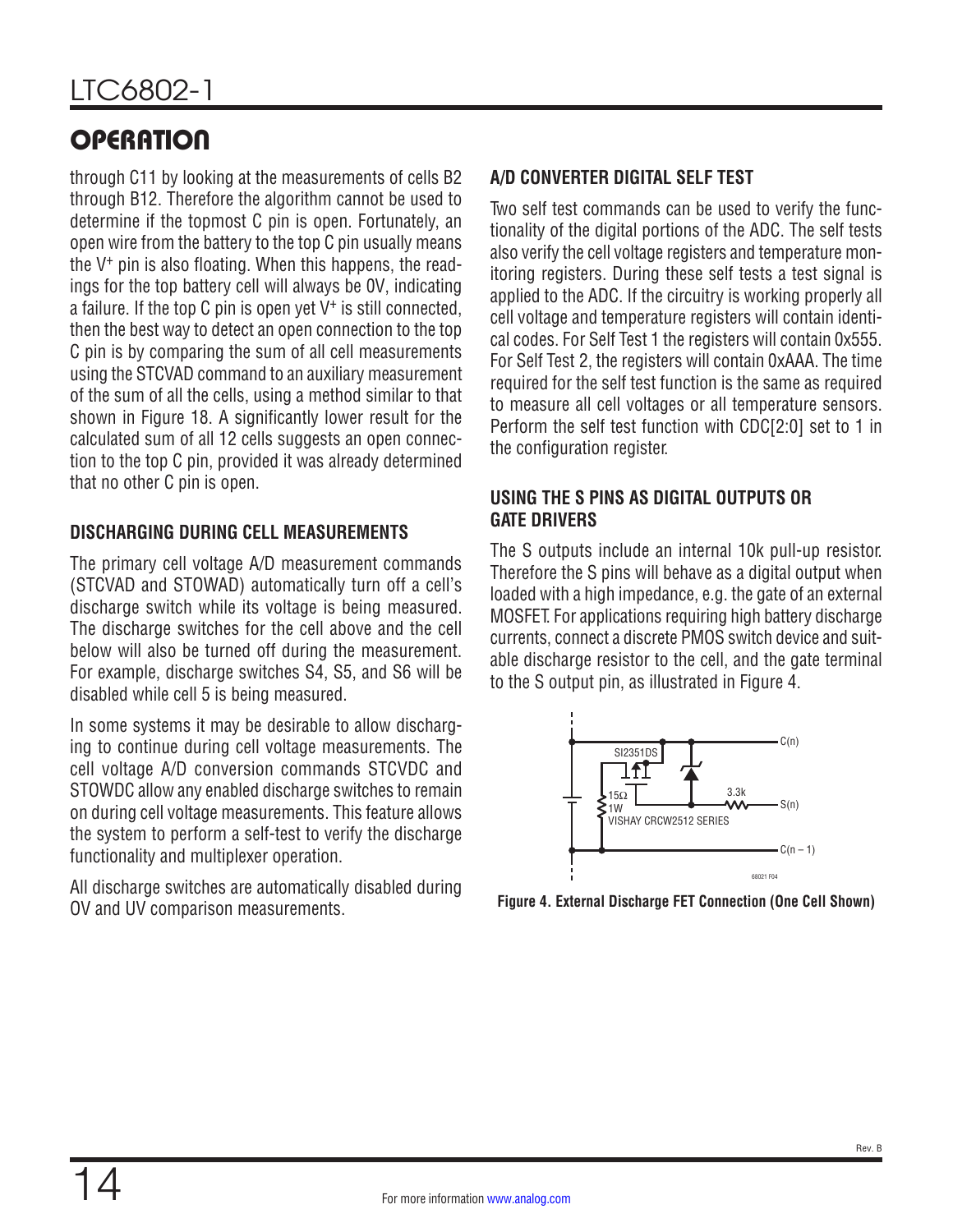## OPERATION

through C11 by looking at the measurements of cells B2 through B12. Therefore the algorithm cannot be used to determine if the topmost C pin is open. Fortunately, an open wire from the battery to the top C pin usually means the $V^+$ pin is also floating. When this happens, the readings for the top battery cell will always be 0V, indicating a failure. If the top C pin is open yet $V^+$ is still connected, then the best way to detect an open connection to the top C pin is by comparing the sum of all cell measurements using the STCVAD command to an auxiliary measurement of the sum of all the cells, using a method similar to that shown in Figure 18. A significantly lower result for the calculated sum of all 12 cells suggests an open connection to the top C pin, provided it was already determined that no other C pin is open.

### DISCHARGING DURING CELL MEASUREMENTS

The primary cell voltage A/D measurement commands (STCVAD and STOWAD) automatically turn off a cell's discharge switch while its voltage is being measured. The discharge switches for the cell above and the cell below will also be turned off during the measurement. For example, discharge switches S4, S5, and S6 will be disabled while cell 5 is being measured.

In some systems it may be desirable to allow discharging to continue during cell voltage measurements. The cell voltage A/D conversion commands STCVDC and STOWDC allow any enabled discharge switches to remain on during cell voltage measurements. This feature allows the system to perform a self-test to verify the discharge functionality and multiplexer operation.

All discharge switches are automatically disabled during OV and UV comparison measurements.

### A/D CONVERTER DIGITAL SELF TEST

Two self test commands can be used to verify the functionality of the digital portions of the ADC. The self tests also verify the cell voltage registers and temperature monitoring registers. During these self tests a test signal is applied to the ADC. If the circuitry is working properly all cell voltage and temperature registers will contain identical codes. For Self Test 1 the registers will contain 0x555. For Self Test 2, the registers will contain 0xAAA. The time required for the self test function is the same as required to measure all cell voltages or all temperature sensors. Perform the self test function with CDC[2:0] set to 1 in the configuration register.

### USING THE S PINS AS DIGITAL OUTPUTS OR GATE DRIVERS

The S outputs include an internal 10k pull-up resistor. Therefore the S pins will behave as a digital output when loaded with a high impedance, e.g. the gate of an external MOSFET. For applications requiring high battery discharge currents, connect a discrete PMOS switch device and suitable discharge resistor to the cell, and the gate terminal to the S output pin, as illustrated in Figure 4.

SI2351DS
15Ω
1W
VISHAY CRCW2512 SERIES
3.3k
C(n)
S(n)
C(n – 1)

**Figure 4. External Discharge FET Connection (One Cell Shown)**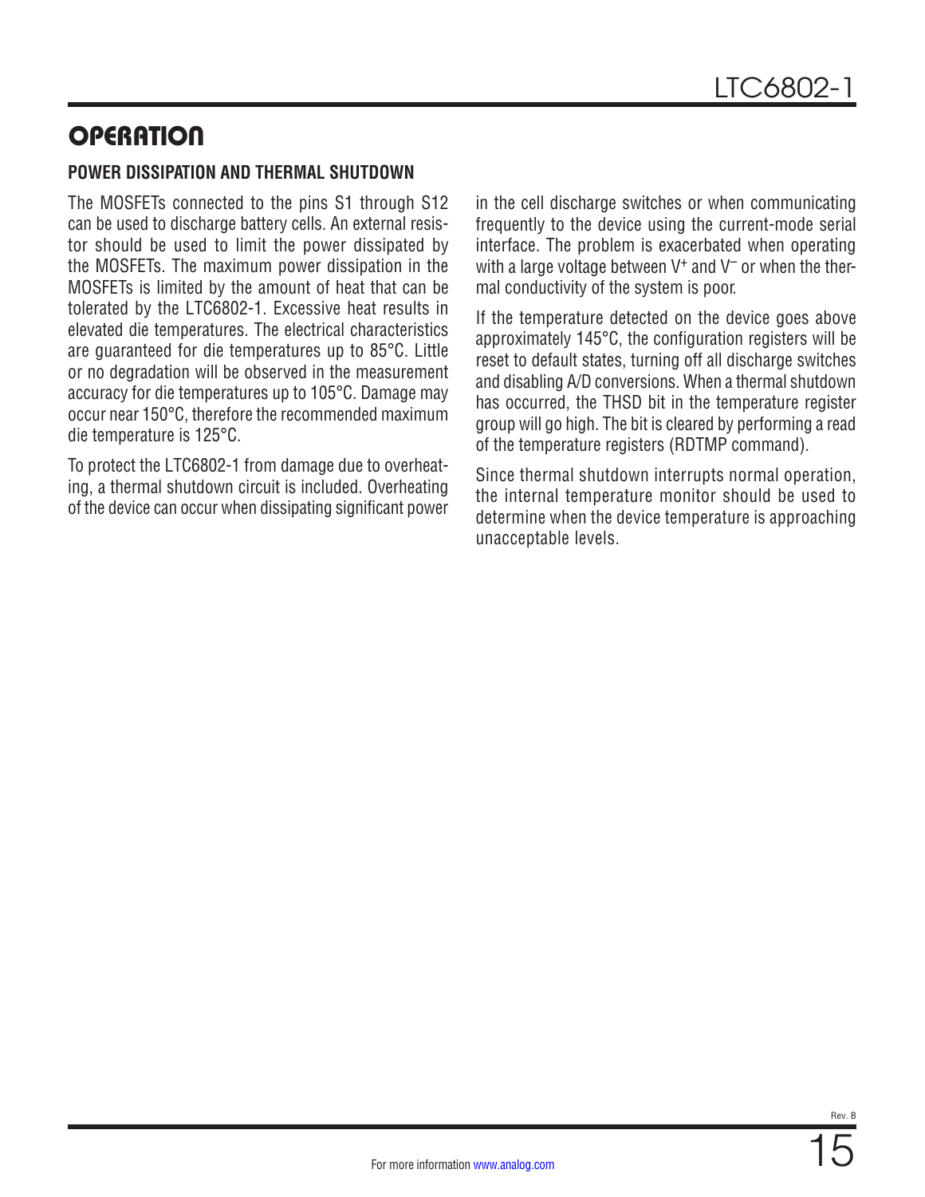## OPERATION

### POWER DISSIPATION AND THERMAL SHUTDOWN

The MOSFETs connected to the pins S1 through S12 can be used to discharge battery cells. An external resistor should be used to limit the power dissipated by the MOSFETs. The maximum power dissipation in the MOSFETs is limited by the amount of heat that can be tolerated by the LTC6802-1. Excessive heat results in elevated die temperatures. The electrical characteristics are guaranteed for die temperatures up to 85°C. Little or no degradation will be observed in the measurement accuracy for die temperatures up to 105°C. Damage may occur near 150°C, therefore the recommended maximum die temperature is 125°C.

To protect the LTC6802-1 from damage due to overheating, a thermal shutdown circuit is included. Overheating of the device can occur when dissipating significant power in the cell discharge switches or when communicating frequently to the device using the current-mode serial interface. The problem is exacerbated when operating with a large voltage between $V^+$ and $V^-$ or when the thermal conductivity of the system is poor.

If the temperature detected on the device goes above approximately 145°C, the configuration registers will be reset to default states, turning off all discharge switches and disabling A/D conversions. When a thermal shutdown has occurred, the THSD bit in the temperature register group will go high. The bit is cleared by performing a read of the temperature registers (RDTMP command).

Since thermal shutdown interrupts normal operation, the internal temperature monitor should be used to determine when the device temperature is approaching unacceptable levels.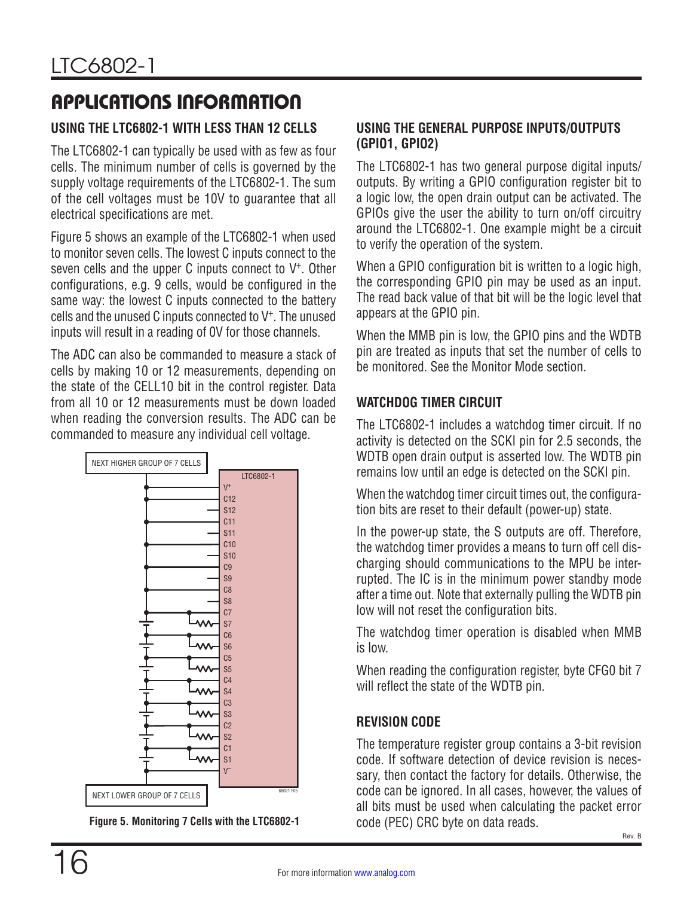## APPLICATIONS INFORMATION

### USING THE LTC6802-1 WITH LESS THAN 12 CELLS

The LTC6802-1 can typically be used with as few as four cells. The minimum number of cells is governed by the supply voltage requirements of the LTC6802-1. The sum of the cell voltages must be 10V to guarantee that all electrical specifications are met.

Figure 5 shows an example of the LTC6802-1 when used to monitor seven cells. The lowest C inputs connect to the seven cells and the upper C inputs connect to V+. Other configurations, e.g. 9 cells, would be configured in the same way: the lowest C inputs connected to the battery cells and the unused C inputs connected to V+. The unused inputs will result in a reading of 0V for those channels.

The ADC can also be commanded to measure a stack of cells by making 10 or 12 measurements, depending on the state of the CELL10 bit in the control register. Data from all 10 or 12 measurements must be down loaded when reading the conversion results. The ADC can be commanded to measure any individual cell voltage.

Figure 5. Monitoring 7 Cells with the LTC6802-1

### USING THE GENERAL PURPOSE INPUTS/OUTPUTS (GPIO1, GPIO2)

The LTC6802-1 has two general purpose digital inputs/outputs. By writing a GPIO configuration register bit to a logic low, the open drain output can be activated. The GPIOs give the user the ability to turn on/off circuitry around the LTC6802-1. One example might be a circuit to verify the operation of the system.

When a GPIO configuration bit is written to a logic high, the corresponding GPIO pin may be used as an input. The read back value of that bit will be the logic level that appears at the GPIO pin.

When the MMB pin is low, the GPIO pins and the WDTB pin are treated as inputs that set the number of cells to be monitored. See the Monitor Mode section.

### WATCHDOG TIMER CIRCUIT

The LTC6802-1 includes a watchdog timer circuit. If no activity is detected on the SCKI pin for 2.5 seconds, the WDTB open drain output is asserted low. The WDTB pin remains low until an edge is detected on the SCKI pin.

When the watchdog timer circuit times out, the configuration bits are reset to their default (power-up) state.

In the power-up state, the S outputs are off. Therefore, the watchdog timer provides a means to turn off cell discharging should communications to the MPU be interrupted. The IC is in the minimum power standby mode after a time out. Note that externally pulling the WDTB pin low will not reset the configuration bits.

The watchdog timer operation is disabled when MMB is low.

When reading the configuration register, byte CFG0 bit 7 will reflect the state of the WDTB pin.

### REVISION CODE

The temperature register group contains a 3-bit revision code. If software detection of device revision is necessary, then contact the factory for details. Otherwise, the code can be ignored. In all cases, however, the values of all bits must be used when calculating the packet error code (PEC) CRC byte on data reads.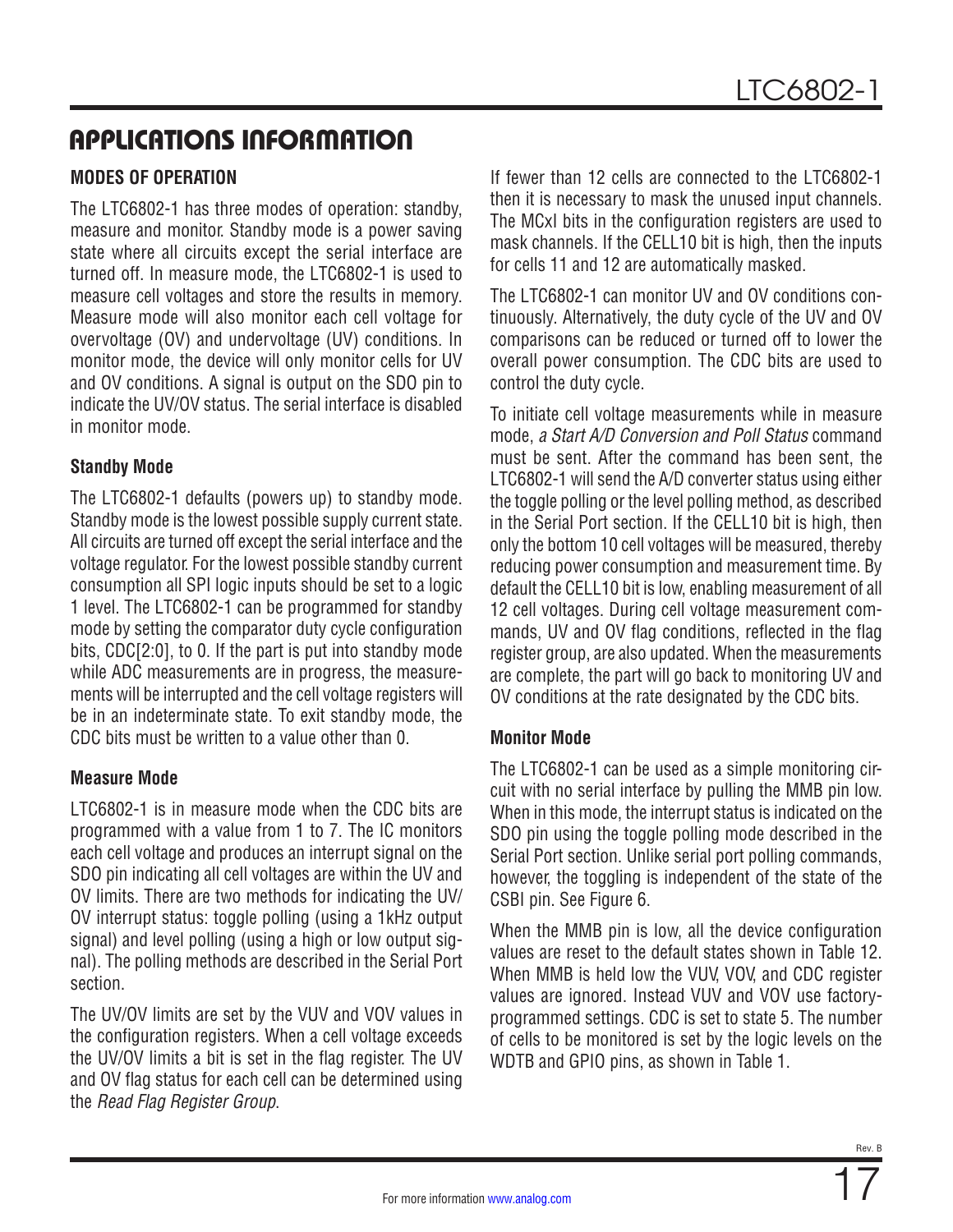## APPLICATIONS INFORMATION

### MODES OF OPERATION

The LTC6802-1 has three modes of operation: standby, measure and monitor. Standby mode is a power saving state where all circuits except the serial interface are turned off. In measure mode, the LTC6802-1 is used to measure cell voltages and store the results in memory. Measure mode will also monitor each cell voltage for overvoltage (OV) and undervoltage (UV) conditions. In monitor mode, the device will only monitor cells for UV and OV conditions. A signal is output on the SDO pin to indicate the UV/OV status. The serial interface is disabled in monitor mode.

#### Standby Mode

The LTC6802-1 defaults (powers up) to standby mode. Standby mode is the lowest possible supply current state. All circuits are turned off except the serial interface and the voltage regulator. For the lowest possible standby current consumption all SPI logic inputs should be set to a logic 1 level. The LTC6802-1 can be programmed for standby mode by setting the comparator duty cycle configuration bits, CDC[2:0], to 0. If the part is put into standby mode while ADC measurements are in progress, the measurements will be interrupted and the cell voltage registers will be in an indeterminate state. To exit standby mode, the CDC bits must be written to a value other than 0.

#### Measure Mode

LTC6802-1 is in measure mode when the CDC bits are programmed with a value from 1 to 7. The IC monitors each cell voltage and produces an interrupt signal on the SDO pin indicating all cell voltages are within the UV and OV limits. There are two methods for indicating the UV/OV interrupt status: toggle polling (using a 1kHz output signal) and level polling (using a high or low output signal). The polling methods are described in the Serial Port section.

The UV/OV limits are set by the VUV and VOV values in the configuration registers. When a cell voltage exceeds the UV/OV limits a bit is set in the flag register. The UV and OV flag status for each cell can be determined using the *Read Flag Register Group*.

If fewer than 12 cells are connected to the LTC6802-1 then it is necessary to mask the unused input channels. The MCxI bits in the configuration registers are used to mask channels. If the CELL10 bit is high, then the inputs for cells 11 and 12 are automatically masked.

The LTC6802-1 can monitor UV and OV conditions continuously. Alternatively, the duty cycle of the UV and OV comparisons can be reduced or turned off to lower the overall power consumption. The CDC bits are used to control the duty cycle.

To initiate cell voltage measurements while in measure mode, *a Start A/D Conversion and Poll Status* command must be sent. After the command has been sent, the LTC6802-1 will send the A/D converter status using either the toggle polling or the level polling method, as described in the Serial Port section. If the CELL10 bit is high, then only the bottom 10 cell voltages will be measured, thereby reducing power consumption and measurement time. By default the CELL10 bit is low, enabling measurement of all 12 cell voltages. During cell voltage measurement commands, UV and OV flag conditions, reflected in the flag register group, are also updated. When the measurements are complete, the part will go back to monitoring UV and OV conditions at the rate designated by the CDC bits.

#### Monitor Mode

The LTC6802-1 can be used as a simple monitoring circuit with no serial interface by pulling the MMB pin low. When in this mode, the interrupt status is indicated on the SDO pin using the toggle polling mode described in the Serial Port section. Unlike serial port polling commands, however, the toggling is independent of the state of the CSBI pin. See Figure 6.

When the MMB pin is low, all the device configuration values are reset to the default states shown in Table 12. When MMB is held low the VUV, VOV, and CDC register values are ignored. Instead VUV and VOV use factory-programmed settings. CDC is set to state 5. The number of cells to be monitored is set by the logic levels on the WDTB and GPIO pins, as shown in Table 1.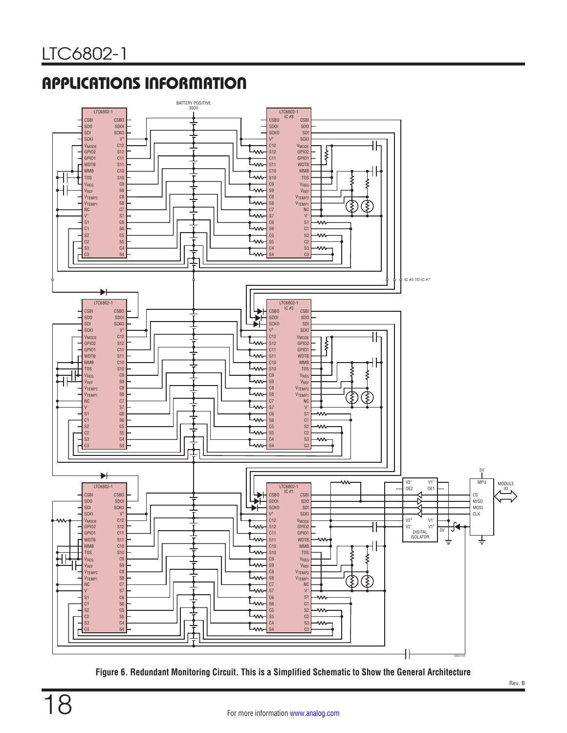## APPLICATIONS INFORMATION

Figure 6. Redundant Monitoring Circuit. This is a Simplified Schematic to Show the General Architecture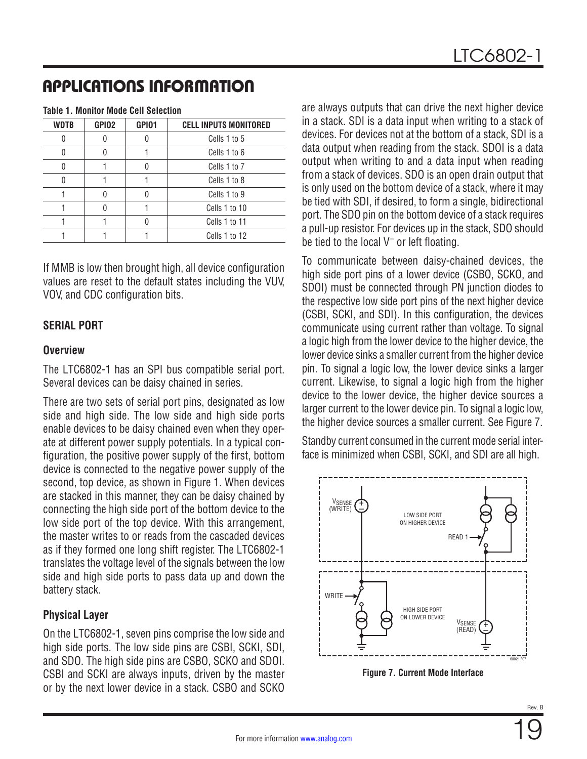## APPLICATIONS INFORMATION

**Table 1. Monitor Mode Cell Selection**

| WDTB | GPIO2 | GPIO1 | CELL INPUTS MONITORED |
|---|---|---|---|
| 0 | 0 | 0 | Cells 1 to 5 |
| 0 | 0 | 1 | Cells 1 to 6 |
| 0 | 1 | 0 | Cells 1 to 7 |
| 0 | 1 | 1 | Cells 1 to 8 |
| 1 | 0 | 0 | Cells 1 to 9 |
| 1 | 0 | 1 | Cells 1 to 10 |
| 1 | 1 | 0 | Cells 1 to 11 |
| 1 | 1 | 1 | Cells 1 to 12 |

If MMB is low then brought high, all device configuration values are reset to the default states including the VUV, VOV, and CDC configuration bits.

### SERIAL PORT

#### Overview

The LTC6802-1 has an SPI bus compatible serial port. Several devices can be daisy chained in series.

There are two sets of serial port pins, designated as low side and high side. The low side and high side ports enable devices to be daisy chained even when they operate at different power supply potentials. In a typical configuration, the positive power supply of the first, bottom device is connected to the negative power supply of the second, top device, as shown in Figure 1. When devices are stacked in this manner, they can be daisy chained by connecting the high side port of the bottom device to the low side port of the top device. With this arrangement, the master writes to or reads from the cascaded devices as if they formed one long shift register. The LTC6802-1 translates the voltage level of the signals between the low side and high side ports to pass data up and down the battery stack.

#### Physical Layer

On the LTC6802-1, seven pins comprise the low side and high side ports. The low side pins are CSBI, SCKI, SDI, and SDO. The high side pins are CSBO, SCKO and SDOI. CSBI and SCKI are always inputs, driven by the master or by the next lower device in a stack. CSBO and SCKO are always outputs that can drive the next higher device in a stack. SDI is a data input when writing to a stack of devices. For devices not at the bottom of a stack, SDI is a data output when reading from the stack. SDOI is a data output when writing to and a data input when reading from a stack of devices. SDO is an open drain output that is only used on the bottom device of a stack, where it may be tied with SDI, if desired, to form a single, bidirectional port. The SDO pin on the bottom device of a stack requires a pull-up resistor. For devices up in the stack, SDO should be tied to the local $V^-$ or left floating.

To communicate between daisy-chained devices, the high side port pins of a lower device (CSBO, SCKO, and SDOI) must be connected through PN junction diodes to the respective low side port pins of the next higher device (CSBI, SCKI, and SDI). In this configuration, the devices communicate using current rather than voltage. To signal a logic high from the lower device to the higher device, the lower device sinks a smaller current from the higher device pin. To signal a logic low, the lower device sinks a larger current. Likewise, to signal a logic high from the higher device to the lower device, the higher device sources a larger current to the lower device pin. To signal a logic low, the higher device sources a smaller current. See Figure 7.

Standby current consumed in the current mode serial interface is minimized when CSBI, SCKI, and SDI are all high.

Figure 7. Current Mode Interface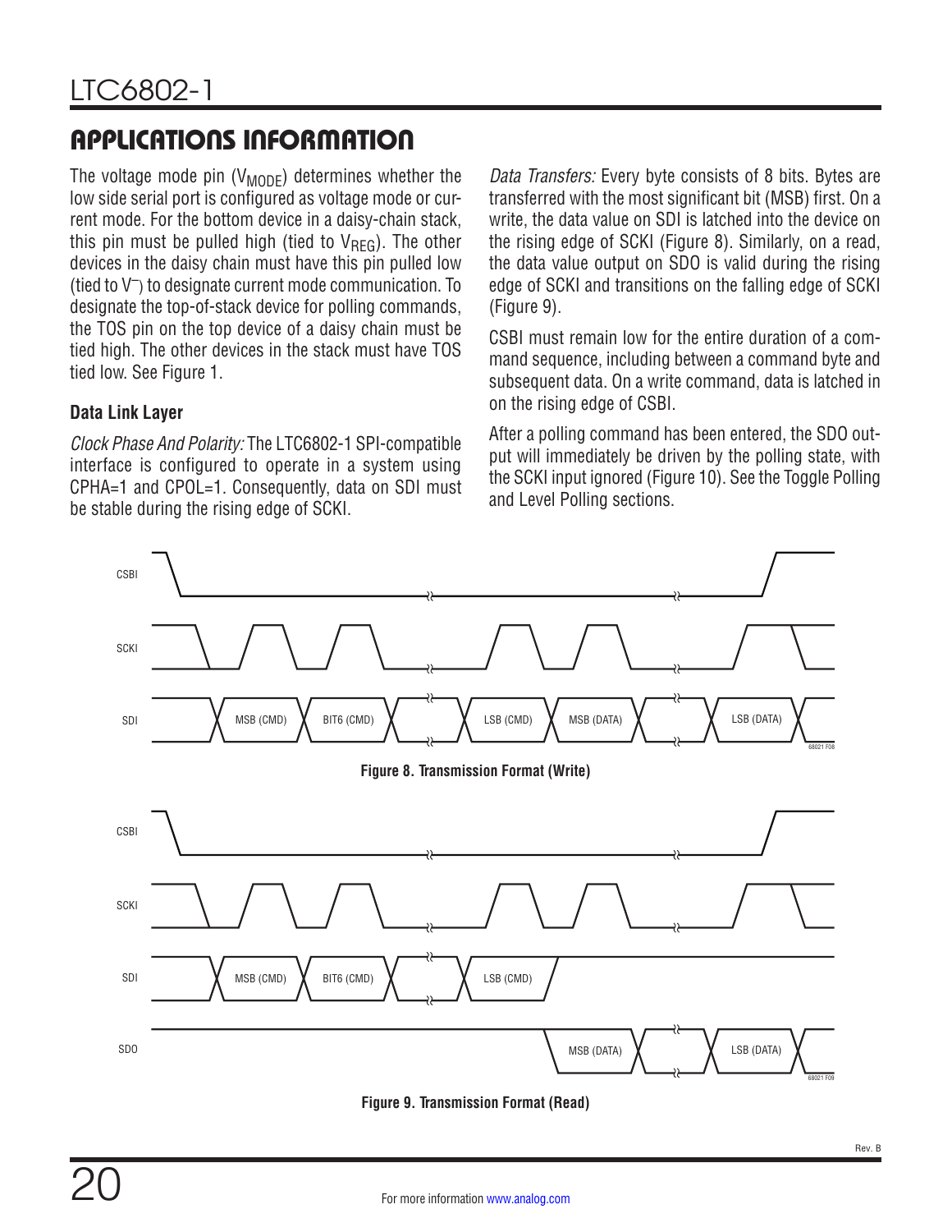## APPLICATIONS INFORMATION

The voltage mode pin ($V_{MODE}$) determines whether the low side serial port is configured as voltage mode or current mode. For the bottom device in a daisy-chain stack, this pin must be pulled high (tied to $V_{REG}$). The other devices in the daisy chain must have this pin pulled low (tied to $V^–$) to designate current mode communication. To designate the top-of-stack device for polling commands, the TOS pin on the top device of a daisy chain must be tied high. The other devices in the stack must have TOS tied low. See Figure 1.

### Data Link Layer

*Clock Phase And Polarity:* The LTC6802-1 SPI-compatible interface is configured to operate in a system using CPHA=1 and CPOL=1. Consequently, data on SDI must be stable during the rising edge of SCKI.

*Data Transfers:* Every byte consists of 8 bits. Bytes are transferred with the most significant bit (MSB) first. On a write, the data value on SDI is latched into the device on the rising edge of SCKI (Figure 8). Similarly, on a read, the data value output on SDO is valid during the rising edge of SCKI and transitions on the falling edge of SCKI (Figure 9).

CSBI must remain low for the entire duration of a command sequence, including between a command byte and subsequent data. On a write command, data is latched in on the rising edge of CSBI.

After a polling command has been entered, the SDO output will immediately be driven by the polling state, with the SCKI input ignored (Figure 10). See the Toggle Polling and Level Polling sections.

**Figure 8. Transmission Format (Write)**

**Figure 9. Transmission Format (Read)**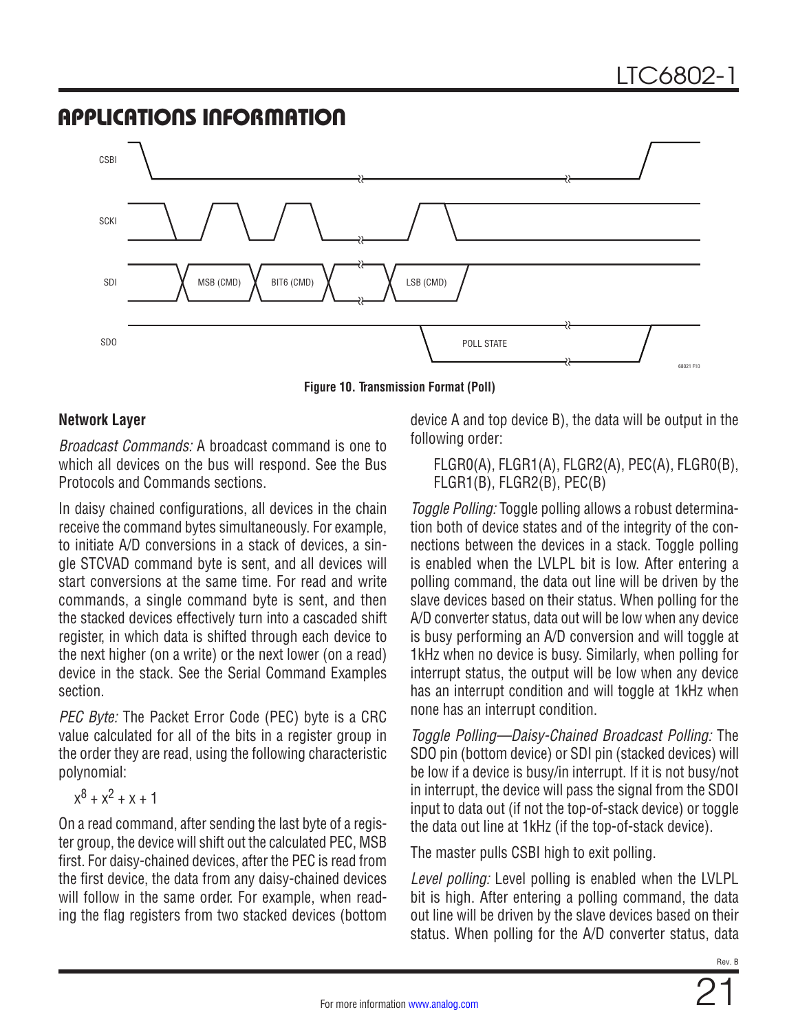## APPLICATIONS INFORMATION

Figure 10. Transmission Format (Poll)

### Network Layer

*Broadcast Commands:* A broadcast command is one to which all devices on the bus will respond. See the Bus Protocols and Commands sections.

In daisy chained configurations, all devices in the chain receive the command bytes simultaneously. For example, to initiate A/D conversions in a stack of devices, a single STCVAD command byte is sent, and all devices will start conversions at the same time. For read and write commands, a single command byte is sent, and then the stacked devices effectively turn into a cascaded shift register, in which data is shifted through each device to the next higher (on a write) or the next lower (on a read) device in the stack. See the Serial Command Examples section.

*PEC Byte:* The Packet Error Code (PEC) byte is a CRC value calculated for all of the bits in a register group in the order they are read, using the following characteristic polynomial:

$x^8 + x^2 + x + 1$

On a read command, after sending the last byte of a register group, the device will shift out the calculated PEC, MSB first. For daisy-chained devices, after the PEC is read from the first device, the data from any daisy-chained devices will follow in the same order. For example, when reading the flag registers from two stacked devices (bottom device A and top device B), the data will be output in the following order:

FLGR0(A), FLGR1(A), FLGR2(A), PEC(A), FLGR0(B), FLGR1(B), FLGR2(B), PEC(B)

*Toggle Polling:* Toggle polling allows a robust determination both of device states and of the integrity of the connections between the devices in a stack. Toggle polling is enabled when the LVLPL bit is low. After entering a polling command, the data out line will be driven by the slave devices based on their status. When polling for the A/D converter status, data out will be low when any device is busy performing an A/D conversion and will toggle at 1kHz when no device is busy. Similarly, when polling for interrupt status, the output will be low when any device has an interrupt condition and will toggle at 1kHz when none has an interrupt condition.

*Toggle Polling—Daisy-Chained Broadcast Polling:* The SDO pin (bottom device) or SDI pin (stacked devices) will be low if a device is busy/in interrupt. If it is not busy/not in interrupt, the device will pass the signal from the SDOI input to data out (if not the top-of-stack device) or toggle the data out line at 1kHz (if the top-of-stack device).

The master pulls CSBI high to exit polling.

*Level polling:* Level polling is enabled when the LVLPL bit is high. After entering a polling command, the data out line will be driven by the slave devices based on their status. When polling for the A/D converter status, data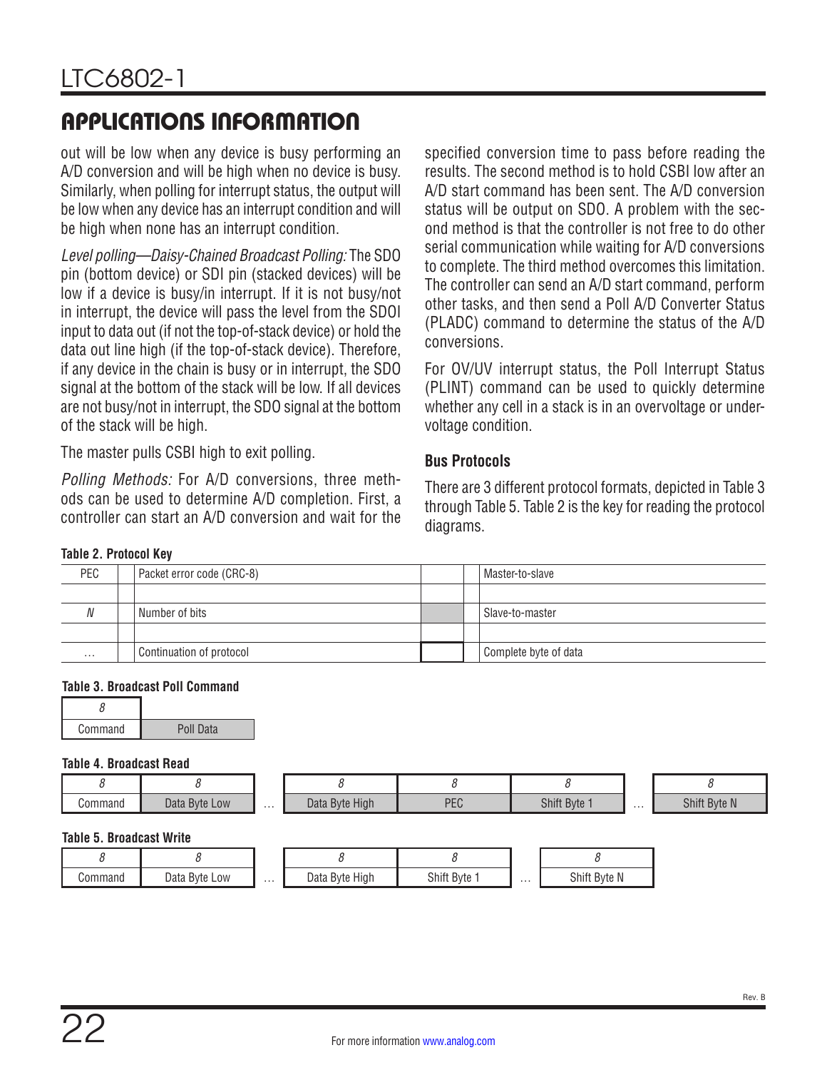## APPLICATIONS INFORMATION

out will be low when any device is busy performing an A/D conversion and will be high when no device is busy. Similarly, when polling for interrupt status, the output will be low when any device has an interrupt condition and will be high when none has an interrupt condition.

*Level polling—Daisy-Chained Broadcast Polling:* The SDO pin (bottom device) or SDI pin (stacked devices) will be low if a device is busy/in interrupt. If it is not busy/not in interrupt, the device will pass the level from the SDOI input to data out (if not the top-of-stack device) or hold the data out line high (if the top-of-stack device). Therefore, if any device in the chain is busy or in interrupt, the SDO signal at the bottom of the stack will be low. If all devices are not busy/not in interrupt, the SDO signal at the bottom of the stack will be high.

The master pulls CSBI high to exit polling.

*Polling Methods:* For A/D conversions, three methods can be used to determine A/D completion. First, a controller can start an A/D conversion and wait for the specified conversion time to pass before reading the results. The second method is to hold CSBI low after an A/D start command has been sent. The A/D conversion status will be output on SDO. A problem with the second method is that the controller is not free to do other serial communication while waiting for A/D conversions to complete. The third method overcomes this limitation. The controller can send an A/D start command, perform other tasks, and then send a Poll A/D Converter Status (PLADC) command to determine the status of the A/D conversions.

For OV/UV interrupt status, the Poll Interrupt Status (PLINT) command can be used to quickly determine whether any cell in a stack is in an overvoltage or undervoltage condition.

### Bus Protocols

There are 3 different protocol formats, depicted in Table 3 through Table 5. Table 2 is the key for reading the protocol diagrams.

**Table 2. Protocol Key**

| | | | |
|---|---|---|---|
| PEC | Packet error code (CRC-8) | (white) | Master-to-slave |
| *N* | Number of bits | (gray) | Slave-to-master |
| … | Continuation of protocol | (boxed) | Complete byte of data |

**Table 3. Broadcast Poll Command**

| 8 | |
|---|---|
| Command | Poll Data |

**Table 4. Broadcast Read**

| 8 | 8 | | 8 | 8 | 8 | | 8 |
|---|---|---|---|---|---|---|---|
| Command | Data Byte Low | … | Data Byte High | PEC | Shift Byte 1 | … | Shift Byte N |

**Table 5. Broadcast Write**

| 8 | 8 | | 8 | 8 | | 8 |
|---|---|---|---|---|---|---|
| Command | Data Byte Low | … | Data Byte High | Shift Byte 1 | … | Shift Byte N |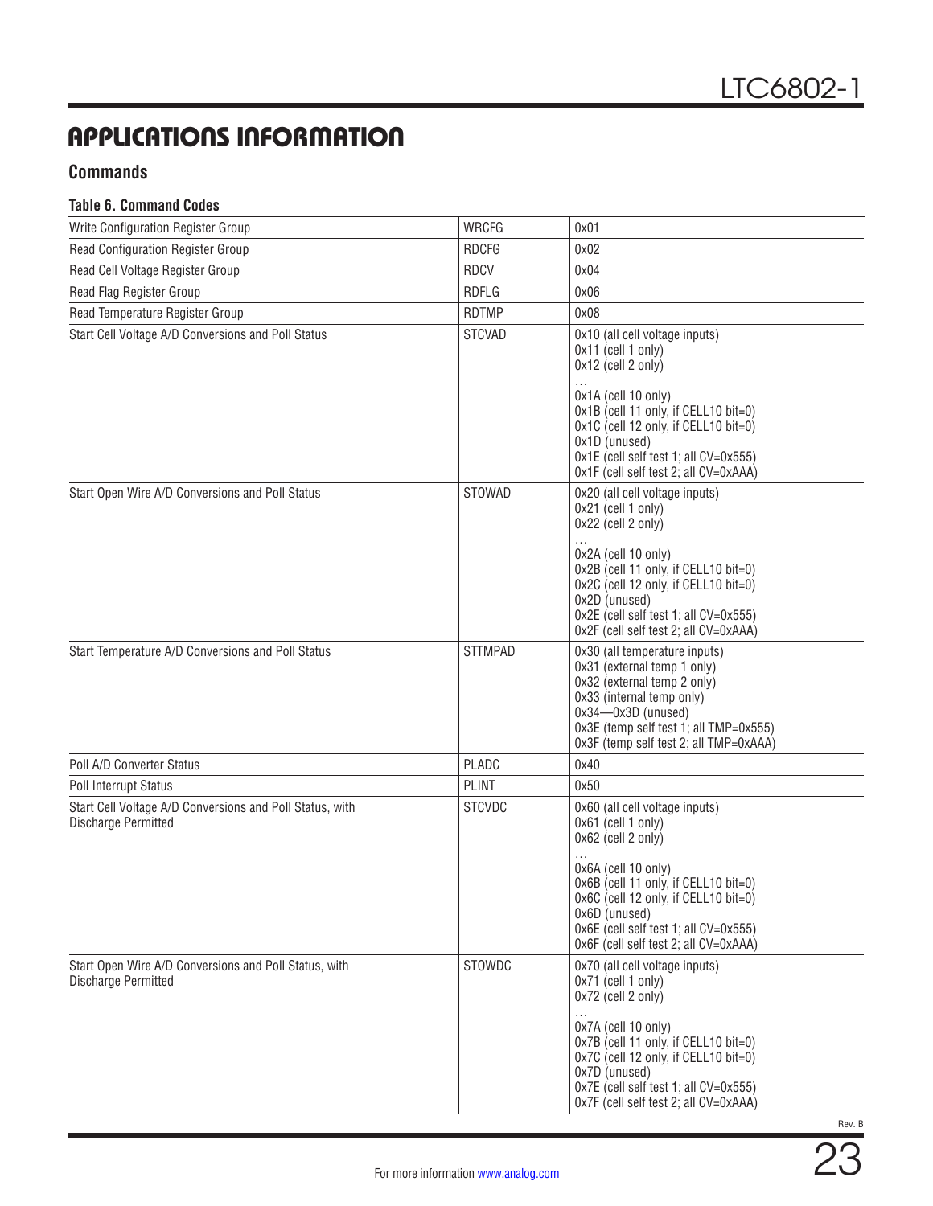# APPLICATIONS INFORMATION

## Commands

### Table 6. Command Codes

| | | |
|---|---|---|
| Write Configuration Register Group | WRCFG | 0x01 |
| Read Configuration Register Group | RDCFG | 0x02 |
| Read Cell Voltage Register Group | RDCV | 0x04 |
| Read Flag Register Group | RDFLG | 0x06 |
| Read Temperature Register Group | RDTMP | 0x08 |
| Start Cell Voltage A/D Conversions and Poll Status | STCVAD | 0x10 (all cell voltage inputs)<br>0x11 (cell 1 only)<br>0x12 (cell 2 only)<br>…<br>0x1A (cell 10 only)<br>0x1B (cell 11 only, if CELL10 bit=0)<br>0x1C (cell 12 only, if CELL10 bit=0)<br>0x1D (unused)<br>0x1E (cell self test 1; all CV=0x555)<br>0x1F (cell self test 2; all CV=0xAAA) |
| Start Open Wire A/D Conversions and Poll Status | STOWAD | 0x20 (all cell voltage inputs)<br>0x21 (cell 1 only)<br>0x22 (cell 2 only)<br>…<br>0x2A (cell 10 only)<br>0x2B (cell 11 only, if CELL10 bit=0)<br>0x2C (cell 12 only, if CELL10 bit=0)<br>0x2D (unused)<br>0x2E (cell self test 1; all CV=0x555)<br>0x2F (cell self test 2; all CV=0xAAA) |
| Start Temperature A/D Conversions and Poll Status | STTMPAD | 0x30 (all temperature inputs)<br>0x31 (external temp 1 only)<br>0x32 (external temp 2 only)<br>0x33 (internal temp only)<br>0x34—0x3D (unused)<br>0x3E (temp self test 1; all TMP=0x555)<br>0x3F (temp self test 2; all TMP=0xAAA) |
| Poll A/D Converter Status | PLADC | 0x40 |
| Poll Interrupt Status | PLINT | 0x50 |
| Start Cell Voltage A/D Conversions and Poll Status, with Discharge Permitted | STCVDC | 0x60 (all cell voltage inputs)<br>0x61 (cell 1 only)<br>0x62 (cell 2 only)<br>…<br>0x6A (cell 10 only)<br>0x6B (cell 11 only, if CELL10 bit=0)<br>0x6C (cell 12 only, if CELL10 bit=0)<br>0x6D (unused)<br>0x6E (cell self test 1; all CV=0x555)<br>0x6F (cell self test 2; all CV=0xAAA) |
| Start Open Wire A/D Conversions and Poll Status, with Discharge Permitted | STOWDC | 0x70 (all cell voltage inputs)<br>0x71 (cell 1 only)<br>0x72 (cell 2 only)<br>…<br>0x7A (cell 10 only)<br>0x7B (cell 11 only, if CELL10 bit=0)<br>0x7C (cell 12 only, if CELL10 bit=0)<br>0x7D (unused)<br>0x7E (cell self test 1; all CV=0x555)<br>0x7F (cell self test 2; all CV=0xAAA) |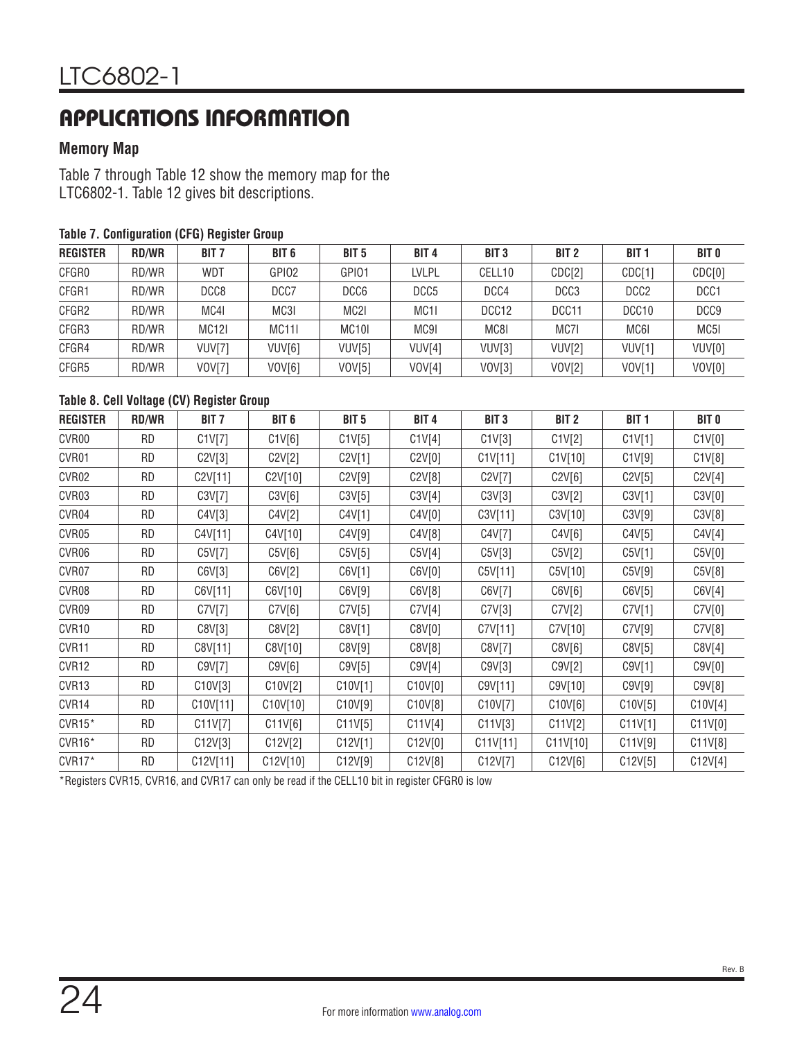## APPLICATIONS INFORMATION

### Memory Map

Table 7 through Table 12 show the memory map for the LTC6802-1. Table 12 gives bit descriptions.

**Table 7. Configuration (CFG) Register Group**

| REGISTER | RD/WR | BIT 7 | BIT 6 | BIT 5 | BIT 4 | BIT 3 | BIT 2 | BIT 1 | BIT 0 |
|---|---|---|---|---|---|---|---|---|---|
| CFGR0 | RD/WR | WDT | GPIO2 | GPIO1 | LVLPL | CELL10 | CDC[2] | CDC[1] | CDC[0] |
| CFGR1 | RD/WR | DCC8 | DCC7 | DCC6 | DCC5 | DCC4 | DCC3 | DCC2 | DCC1 |
| CFGR2 | RD/WR | MC4I | MC3I | MC2I | MC1I | DCC12 | DCC11 | DCC10 | DCC9 |
| CFGR3 | RD/WR | MC12I | MC11I | MC10I | MC9I | MC8I | MC7I | MC6I | MC5I |
| CFGR4 | RD/WR | VUV[7] | VUV[6] | VUV[5] | VUV[4] | VUV[3] | VUV[2] | VUV[1] | VUV[0] |
| CFGR5 | RD/WR | VOV[7] | VOV[6] | VOV[5] | VOV[4] | VOV[3] | VOV[2] | VOV[1] | VOV[0] |

**Table 8. Cell Voltage (CV) Register Group**

| REGISTER | RD/WR | BIT 7 | BIT 6 | BIT 5 | BIT 4 | BIT 3 | BIT 2 | BIT 1 | BIT 0 |
|---|---|---|---|---|---|---|---|---|---|
| CVR00 | RD | C1V[7] | C1V[6] | C1V[5] | C1V[4] | C1V[3] | C1V[2] | C1V[1] | C1V[0] |
| CVR01 | RD | C2V[3] | C2V[2] | C2V[1] | C2V[0] | C1V[11] | C1V[10] | C1V[9] | C1V[8] |
| CVR02 | RD | C2V[11] | C2V[10] | C2V[9] | C2V[8] | C2V[7] | C2V[6] | C2V[5] | C2V[4] |
| CVR03 | RD | C3V[7] | C3V[6] | C3V[5] | C3V[4] | C3V[3] | C3V[2] | C3V[1] | C3V[0] |
| CVR04 | RD | C4V[3] | C4V[2] | C4V[1] | C4V[0] | C3V[11] | C3V[10] | C3V[9] | C3V[8] |
| CVR05 | RD | C4V[11] | C4V[10] | C4V[9] | C4V[8] | C4V[7] | C4V[6] | C4V[5] | C4V[4] |
| CVR06 | RD | C5V[7] | C5V[6] | C5V[5] | C5V[4] | C5V[3] | C5V[2] | C5V[1] | C5V[0] |
| CVR07 | RD | C6V[3] | C6V[2] | C6V[1] | C6V[0] | C5V[11] | C5V[10] | C5V[9] | C5V[8] |
| CVR08 | RD | C6V[11] | C6V[10] | C6V[9] | C6V[8] | C6V[7] | C6V[6] | C6V[5] | C6V[4] |
| CVR09 | RD | C7V[7] | C7V[6] | C7V[5] | C7V[4] | C7V[3] | C7V[2] | C7V[1] | C7V[0] |
| CVR10 | RD | C8V[3] | C8V[2] | C8V[1] | C8V[0] | C7V[11] | C7V[10] | C7V[9] | C7V[8] |
| CVR11 | RD | C8V[11] | C8V[10] | C8V[9] | C8V[8] | C8V[7] | C8V[6] | C8V[5] | C8V[4] |
| CVR12 | RD | C9V[7] | C9V[6] | C9V[5] | C9V[4] | C9V[3] | C9V[2] | C9V[1] | C9V[0] |
| CVR13 | RD | C10V[3] | C10V[2] | C10V[1] | C10V[0] | C9V[11] | C9V[10] | C9V[9] | C9V[8] |
| CVR14 | RD | C10V[11] | C10V[10] | C10V[9] | C10V[8] | C10V[7] | C10V[6] | C10V[5] | C10V[4] |
| CVR15* | RD | C11V[7] | C11V[6] | C11V[5] | C11V[4] | C11V[3] | C11V[2] | C11V[1] | C11V[0] |
| CVR16* | RD | C12V[3] | C12V[2] | C12V[1] | C12V[0] | C11V[11] | C11V[10] | C11V[9] | C11V[8] |
| CVR17* | RD | C12V[11] | C12V[10] | C12V[9] | C12V[8] | C12V[7] | C12V[6] | C12V[5] | C12V[4] |

*Registers CVR15, CVR16, and CVR17 can only be read if the CELL10 bit in register CFGR0 is low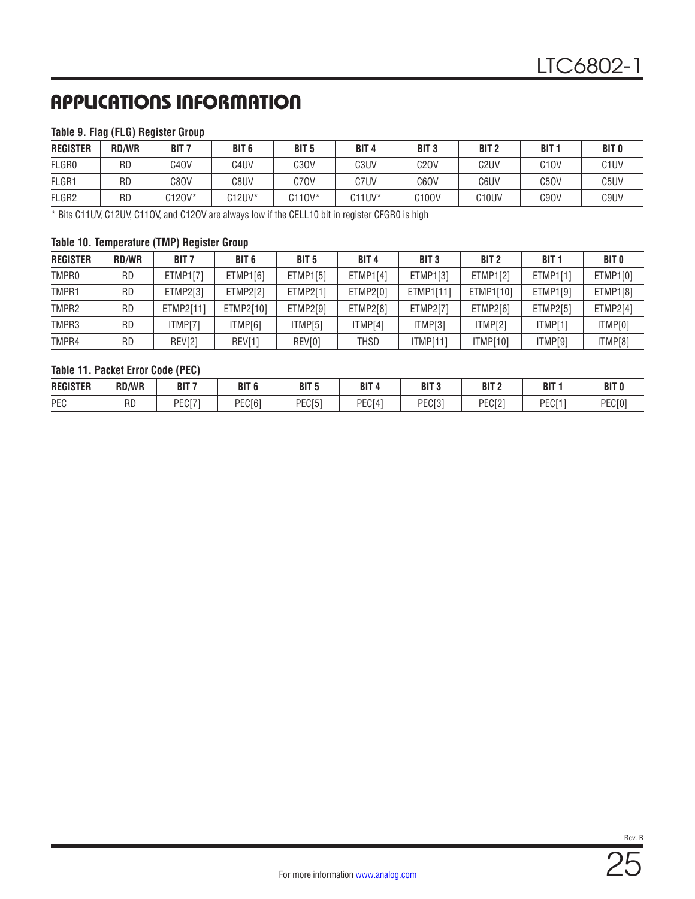## APPLICATIONS INFORMATION

**Table 9. Flag (FLG) Register Group**

| REGISTER | RD/WR | BIT 7 | BIT 6 | BIT 5 | BIT 4 | BIT 3 | BIT 2 | BIT 1 | BIT 0 |
|---|---|---|---|---|---|---|---|---|---|
| FLGR0 | RD | C4OV | C4UV | C3OV | C3UV | C2OV | C2UV | C1OV | C1UV |
| FLGR1 | RD | C8OV | C8UV | C7OV | C7UV | C6OV | C6UV | C5OV | C5UV |
| FLGR2 | RD | C12OV* | C12UV* | C11OV* | C11UV* | C10OV | C10UV | C9OV | C9UV |

* Bits C11UV, C12UV, C11OV, and C12OV are always low if the CELL10 bit in register CFGR0 is high

**Table 10. Temperature (TMP) Register Group**

| REGISTER | RD/WR | BIT 7 | BIT 6 | BIT 5 | BIT 4 | BIT 3 | BIT 2 | BIT 1 | BIT 0 |
|---|---|---|---|---|---|---|---|---|---|
| TMPR0 | RD | ETMP1[7] | ETMP1[6] | ETMP1[5] | ETMP1[4] | ETMP1[3] | ETMP1[2] | ETMP1[1] | ETMP1[0] |
| TMPR1 | RD | ETMP2[3] | ETMP2[2] | ETMP2[1] | ETMP2[0] | ETMP1[11] | ETMP1[10] | ETMP1[9] | ETMP1[8] |
| TMPR2 | RD | ETMP2[11] | ETMP2[10] | ETMP2[9] | ETMP2[8] | ETMP2[7] | ETMP2[6] | ETMP2[5] | ETMP2[4] |
| TMPR3 | RD | ITMP[7] | ITMP[6] | ITMP[5] | ITMP[4] | ITMP[3] | ITMP[2] | ITMP[1] | ITMP[0] |
| TMPR4 | RD | REV[2] | REV[1] | REV[0] | THSD | ITMP[11] | ITMP[10] | ITMP[9] | ITMP[8] |

**Table 11. Packet Error Code (PEC)**

| REGISTER | RD/WR | BIT 7 | BIT 6 | BIT 5 | BIT 4 | BIT 3 | BIT 2 | BIT 1 | BIT 0 |
|---|---|---|---|---|---|---|---|---|---|
| PEC | RD | PEC[7] | PEC[6] | PEC[5] | PEC[4] | PEC[3] | PEC[2] | PEC[1] | PEC[0] |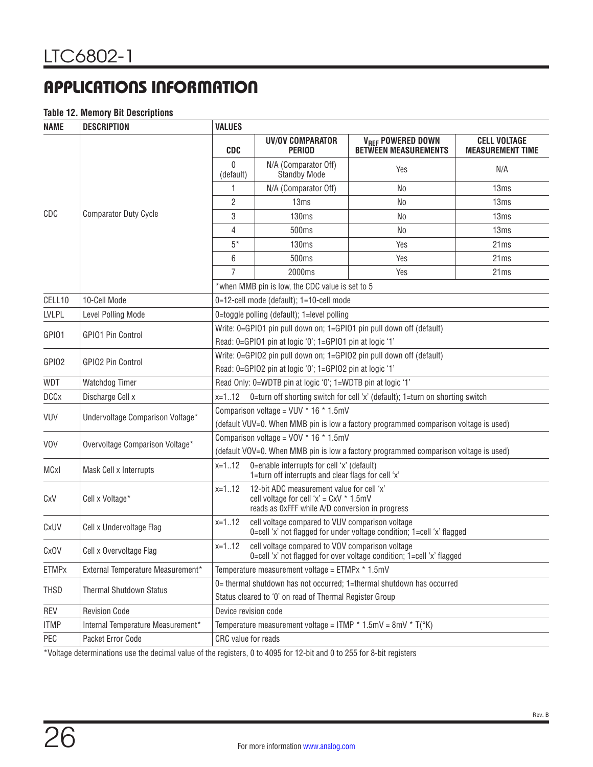## APPLICATIONS INFORMATION

**Table 12. Memory Bit Descriptions**

| NAME | DESCRIPTION | VALUES | | | |
|---|---|---|---|---|---|
| CDC | Comparator Duty Cycle | **CDC** | **UV/OV COMPARATOR PERIOD** | **$V_{REF}$ POWERED DOWN BETWEEN MEASUREMENTS** | **CELL VOLTAGE MEASUREMENT TIME** |
| | | 0 (default) | N/A (Comparator Off) Standby Mode | Yes | N/A |
| | | 1 | N/A (Comparator Off) | No | 13ms |
| | | 2 | 13ms | No | 13ms |
| | | 3 | 130ms | No | 13ms |
| | | 4 | 500ms | No | 13ms |
| | | 5* | 130ms | Yes | 21ms |
| | | 6 | 500ms | Yes | 21ms |
| | | 7 | 2000ms | Yes | 21ms |
| | | *when MMB pin is low, the CDC value is set to 5 | | | |
| CELL10 | 10-Cell Mode | 0=12-cell mode (default); 1=10-cell mode | | | |
| LVLPL | Level Polling Mode | 0=toggle polling (default); 1=level polling | | | |
| GPIO1 | GPIO1 Pin Control | Write: 0=GPIO1 pin pull down on; 1=GPIO1 pin pull down off (default)<br>Read: 0=GPIO1 pin at logic '0'; 1=GPIO1 pin at logic '1' | | | |
| GPIO2 | GPIO2 Pin Control | Write: 0=GPIO2 pin pull down on; 1=GPIO2 pin pull down off (default)<br>Read: 0=GPIO2 pin at logic '0'; 1=GPIO2 pin at logic '1' | | | |
| WDT | Watchdog Timer | Read Only: 0=WDTB pin at logic '0'; 1=WDTB pin at logic '1' | | | |
| DCCx | Discharge Cell x | x=1..12 0=turn off shorting switch for cell 'x' (default); 1=turn on shorting switch | | | |
| VUV | Undervoltage Comparison Voltage* | Comparison voltage = VUV * 16 * 1.5mV<br>(default VUV=0. When MMB pin is low a factory programmed comparison voltage is used) | | | |
| VOV | Overvoltage Comparison Voltage* | Comparison voltage = VOV * 16 * 1.5mV<br>(default VOV=0. When MMB pin is low a factory programmed comparison voltage is used) | | | |
| MCxI | Mask Cell x Interrupts | x=1..12 0=enable interrupts for cell 'x' (default)<br>1=turn off interrupts and clear flags for cell 'x' | | | |
| CxV | Cell x Voltage* | x=1..12 12-bit ADC measurement value for cell 'x'<br>cell voltage for cell 'x' = CxV * 1.5mV<br>reads as 0xFFF while A/D conversion in progress | | | |
| CxUV | Cell x Undervoltage Flag | x=1..12 cell voltage compared to VUV comparison voltage<br>0=cell 'x' not flagged for under voltage condition; 1=cell 'x' flagged | | | |
| CxOV | Cell x Overvoltage Flag | x=1..12 cell voltage compared to VOV comparison voltage<br>0=cell 'x' not flagged for over voltage condition; 1=cell 'x' flagged | | | |
| ETMPx | External Temperature Measurement* | Temperature measurement voltage = ETMPx * 1.5mV | | | |
| THSD | Thermal Shutdown Status | 0= thermal shutdown has not occurred; 1=thermal shutdown has occurred<br>Status cleared to '0' on read of Thermal Register Group | | | |
| REV | Revision Code | Device revision code | | | |
| ITMP | Internal Temperature Measurement* | Temperature measurement voltage = ITMP * 1.5mV = 8mV * T(°K) | | | |
| PEC | Packet Error Code | CRC value for reads | | | |

*Voltage determinations use the decimal value of the registers, 0 to 4095 for 12-bit and 0 to 255 for 8-bit registers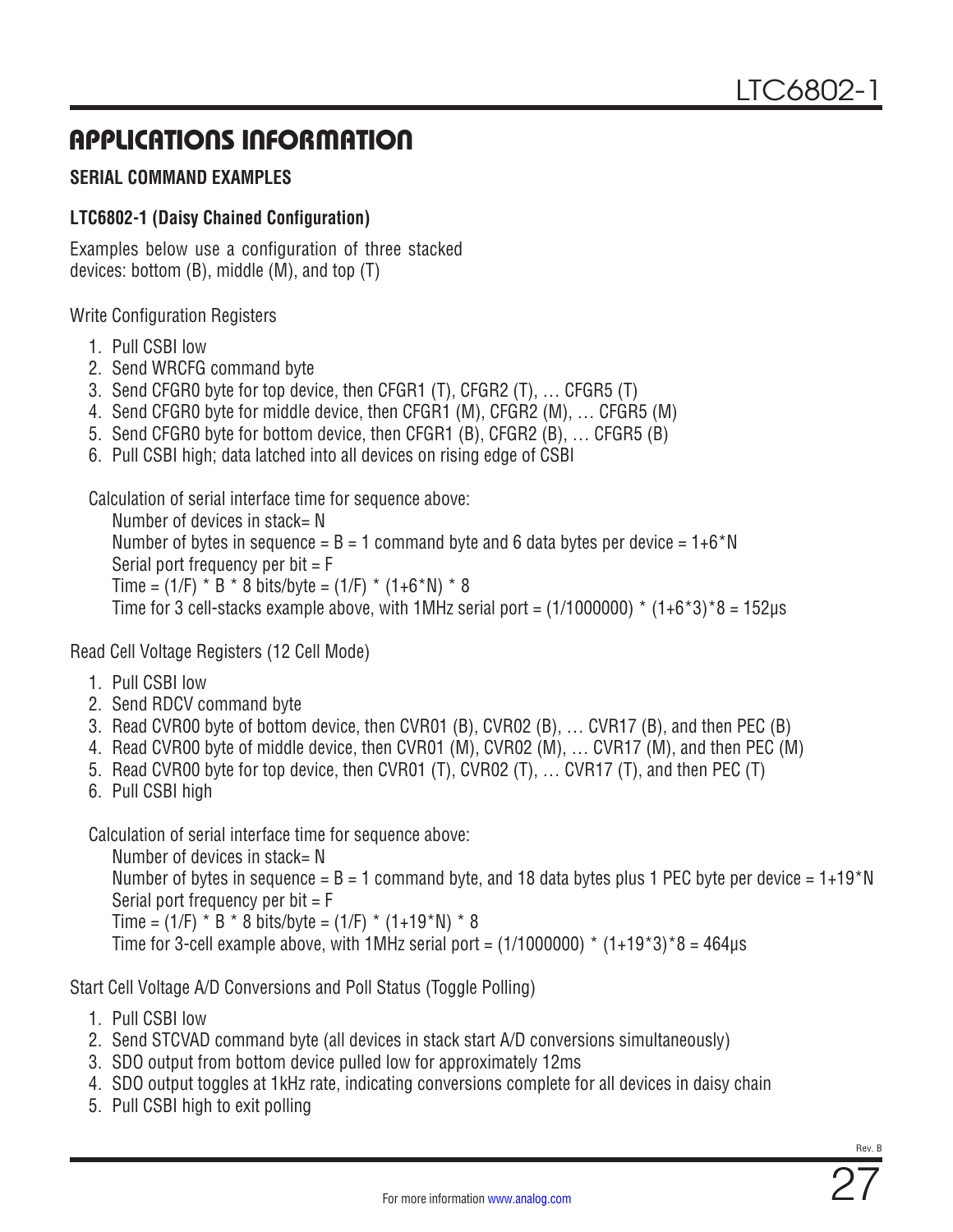## APPLICATIONS INFORMATION

### SERIAL COMMAND EXAMPLES

#### LTC6802-1 (Daisy Chained Configuration)

Examples below use a configuration of three stacked devices: bottom (B), middle (M), and top (T)

Write Configuration Registers

1. Pull CSBI low
2. Send WRCFG command byte
3. Send CFGR0 byte for top device, then CFGR1 (T), CFGR2 (T), … CFGR5 (T)
4. Send CFGR0 byte for middle device, then CFGR1 (M), CFGR2 (M), … CFGR5 (M)
5. Send CFGR0 byte for bottom device, then CFGR1 (B), CFGR2 (B), … CFGR5 (B)
6. Pull CSBI high; data latched into all devices on rising edge of CSBI

Calculation of serial interface time for sequence above:

Number of devices in stack= N

Number of bytes in sequence = B = 1 command byte and 6 data bytes per device = 1+6*N

Serial port frequency per bit = F

Time = (1/F) * B * 8 bits/byte = (1/F) * (1+6*N) * 8

Time for 3 cell-stacks example above, with 1MHz serial port = (1/1000000) * (1+6*3)*8 = 152µs

Read Cell Voltage Registers (12 Cell Mode)

1. Pull CSBI low
2. Send RDCV command byte
3. Read CVR00 byte of bottom device, then CVR01 (B), CVR02 (B), … CVR17 (B), and then PEC (B)
4. Read CVR00 byte of middle device, then CVR01 (M), CVR02 (M), … CVR17 (M), and then PEC (M)
5. Read CVR00 byte for top device, then CVR01 (T), CVR02 (T), … CVR17 (T), and then PEC (T)
6. Pull CSBI high

Calculation of serial interface time for sequence above:

Number of devices in stack= N

Number of bytes in sequence = B = 1 command byte, and 18 data bytes plus 1 PEC byte per device = 1+19*N

Serial port frequency per bit = F

Time = (1/F) * B * 8 bits/byte = (1/F) * (1+19*N) * 8

Time for 3-cell example above, with 1MHz serial port = (1/1000000) * (1+19*3)*8 = 464µs

Start Cell Voltage A/D Conversions and Poll Status (Toggle Polling)

1. Pull CSBI low
2. Send STCVAD command byte (all devices in stack start A/D conversions simultaneously)
3. SDO output from bottom device pulled low for approximately 12ms
4. SDO output toggles at 1kHz rate, indicating conversions complete for all devices in daisy chain
5. Pull CSBI high to exit polling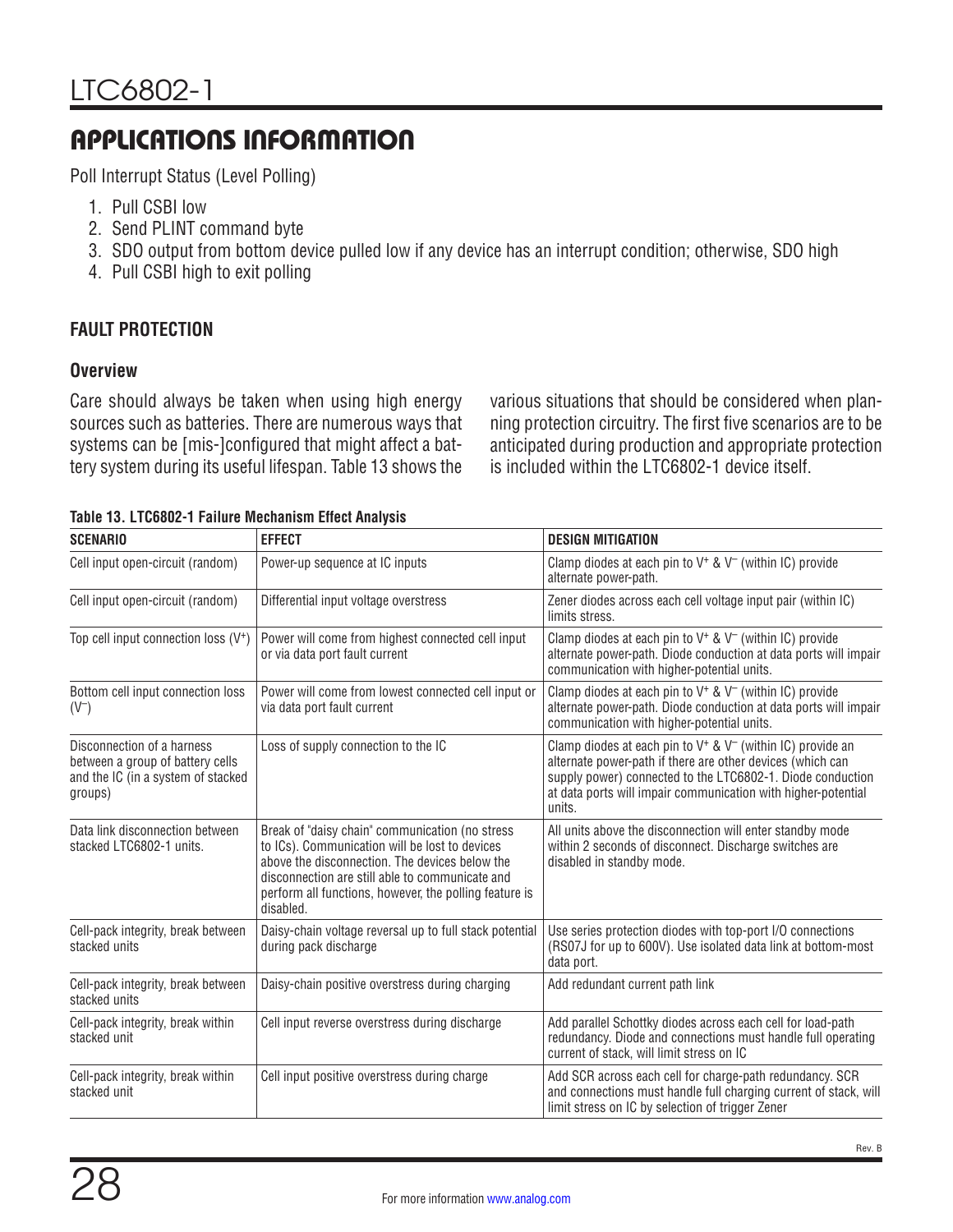## APPLICATIONS INFORMATION

Poll Interrupt Status (Level Polling)

1. Pull CSBI low
2. Send PLINT command byte
3. SDO output from bottom device pulled low if any device has an interrupt condition; otherwise, SDO high
4. Pull CSBI high to exit polling

### FAULT PROTECTION

#### Overview

Care should always be taken when using high energy sources such as batteries. There are numerous ways that systems can be [mis-]configured that might affect a battery system during its useful lifespan. Table 13 shows the various situations that should be considered when planning protection circuitry. The first five scenarios are to be anticipated during production and appropriate protection is included within the LTC6802-1 device itself.

**Table 13. LTC6802-1 Failure Mechanism Effect Analysis**

| SCENARIO | EFFECT | DESIGN MITIGATION |
| --- | --- | --- |
| Cell input open-circuit (random) | Power-up sequence at IC inputs | Clamp diodes at each pin to $V^+$ & $V^-$ (within IC) provide alternate power-path. |
| Cell input open-circuit (random) | Differential input voltage overstress | Zener diodes across each cell voltage input pair (within IC) limits stress. |
| Top cell input connection loss ($V^+$) | Power will come from highest connected cell input or via data port fault current | Clamp diodes at each pin to $V^+$ & $V^-$ (within IC) provide alternate power-path. Diode conduction at data ports will impair communication with higher-potential units. |
| Bottom cell input connection loss ($V^-$) | Power will come from lowest connected cell input or via data port fault current | Clamp diodes at each pin to $V^+$ & $V^-$ (within IC) provide alternate power-path. Diode conduction at data ports will impair communication with higher-potential units. |
| Disconnection of a harness between a group of battery cells and the IC (in a system of stacked groups) | Loss of supply connection to the IC | Clamp diodes at each pin to $V^+$ & $V^-$ (within IC) provide an alternate power-path if there are other devices (which can supply power) connected to the LTC6802-1. Diode conduction at data ports will impair communication with higher-potential units. |
| Data link disconnection between stacked LTC6802-1 units. | Break of "daisy chain" communication (no stress to ICs). Communication will be lost to devices above the disconnection. The devices below the disconnection are still able to communicate and perform all functions, however, the polling feature is disabled. | All units above the disconnection will enter standby mode within 2 seconds of disconnect. Discharge switches are disabled in standby mode. |
| Cell-pack integrity, break between stacked units | Daisy-chain voltage reversal up to full stack potential during pack discharge | Use series protection diodes with top-port I/O connections (RS07J for up to 600V). Use isolated data link at bottom-most data port. |
| Cell-pack integrity, break between stacked units | Daisy-chain positive overstress during charging | Add redundant current path link |
| Cell-pack integrity, break within stacked unit | Cell input reverse overstress during discharge | Add parallel Schottky diodes across each cell for load-path redundancy. Diode and connections must handle full operating current of stack, will limit stress on IC |
| Cell-pack integrity, break within stacked unit | Cell input positive overstress during charge | Add SCR across each cell for charge-path redundancy. SCR and connections must handle full charging current of stack, will limit stress on IC by selection of trigger Zener |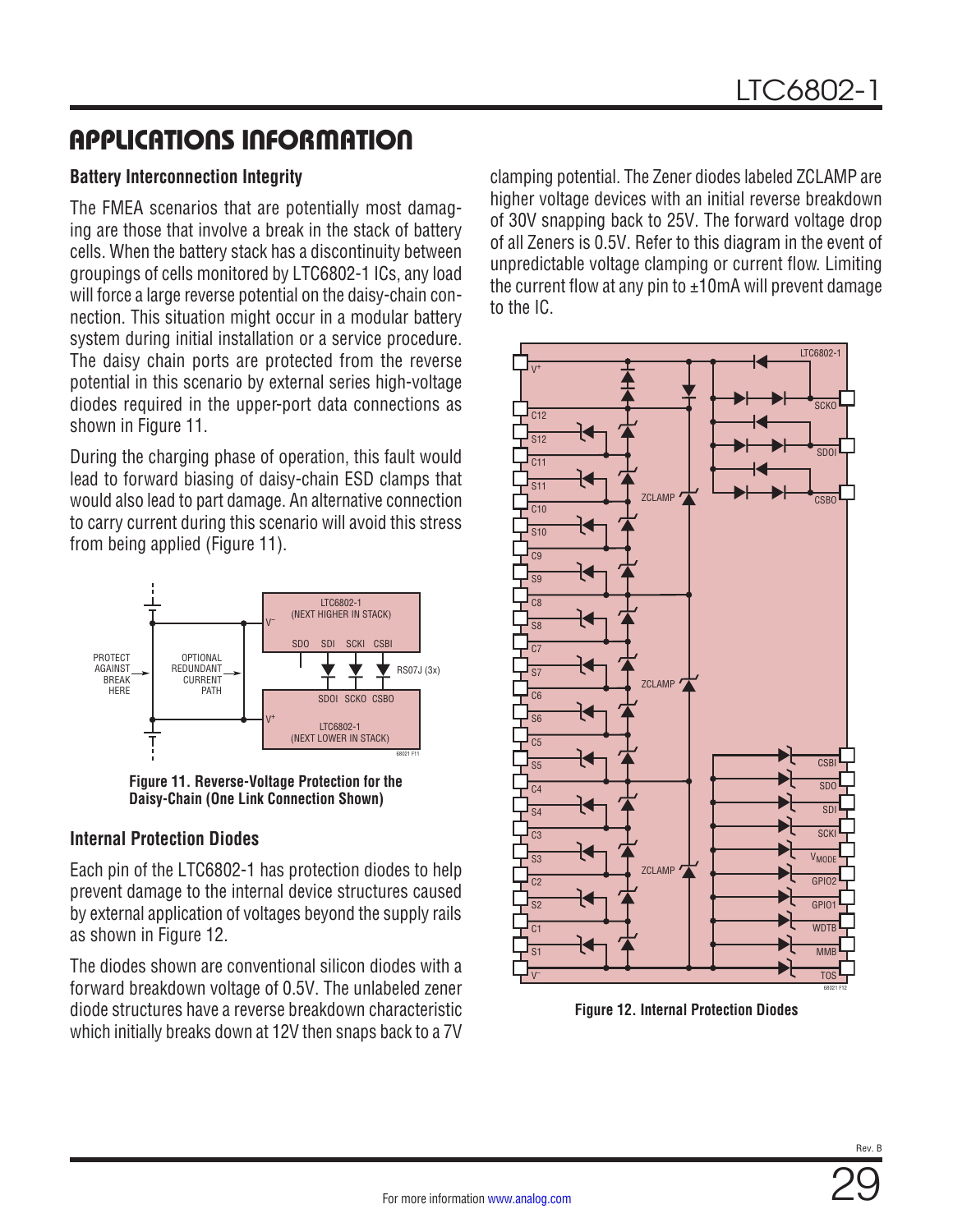## APPLICATIONS INFORMATION

### Battery Interconnection Integrity

The FMEA scenarios that are potentially most damaging are those that involve a break in the stack of battery cells. When the battery stack has a discontinuity between groupings of cells monitored by LTC6802-1 ICs, any load will force a large reverse potential on the daisy-chain connection. This situation might occur in a modular battery system during initial installation or a service procedure. The daisy chain ports are protected from the reverse potential in this scenario by external series high-voltage diodes required in the upper-port data connections as shown in Figure 11.

During the charging phase of operation, this fault would lead to forward biasing of daisy-chain ESD clamps that would also lead to part damage. An alternative connection to carry current during this scenario will avoid this stress from being applied (Figure 11).

**Figure 11. Reverse-Voltage Protection for the Daisy-Chain (One Link Connection Shown)**

### Internal Protection Diodes

Each pin of the LTC6802-1 has protection diodes to help prevent damage to the internal device structures caused by external application of voltages beyond the supply rails as shown in Figure 12.

The diodes shown are conventional silicon diodes with a forward breakdown voltage of 0.5V. The unlabeled zener diode structures have a reverse breakdown characteristic which initially breaks down at 12V then snaps back to a 7V clamping potential. The Zener diodes labeled ZCLAMP are higher voltage devices with an initial reverse breakdown of 30V snapping back to 25V. The forward voltage drop of all Zeners is 0.5V. Refer to this diagram in the event of unpredictable voltage clamping or current flow. Limiting the current flow at any pin to ±10mA will prevent damage to the IC.

**Figure 12. Internal Protection Diodes**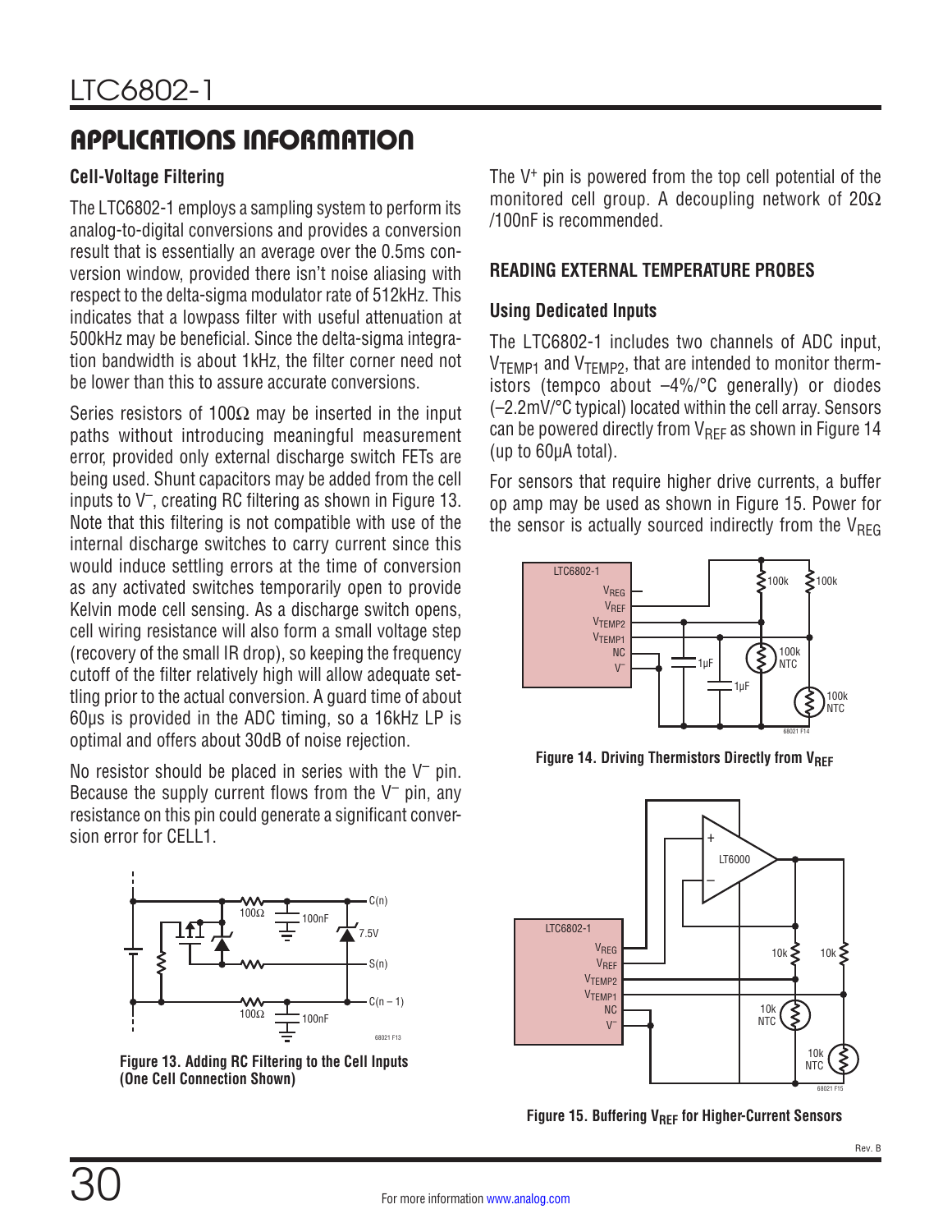## APPLICATIONS INFORMATION

### Cell-Voltage Filtering

The LTC6802-1 employs a sampling system to perform its analog-to-digital conversions and provides a conversion result that is essentially an average over the 0.5ms conversion window, provided there isn't noise aliasing with respect to the delta-sigma modulator rate of 512kHz. This indicates that a lowpass filter with useful attenuation at 500kHz may be beneficial. Since the delta-sigma integration bandwidth is about 1kHz, the filter corner need not be lower than this to assure accurate conversions.

Series resistors of 100Ω may be inserted in the input paths without introducing meaningful measurement error, provided only external discharge switch FETs are being used. Shunt capacitors may be added from the cell inputs to $V^-$, creating RC filtering as shown in Figure 13. Note that this filtering is not compatible with use of the internal discharge switches to carry current since this would induce settling errors at the time of conversion as any activated switches temporarily open to provide Kelvin mode cell sensing. As a discharge switch opens, cell wiring resistance will also form a small voltage step (recovery of the small IR drop), so keeping the frequency cutoff of the filter relatively high will allow adequate settling prior to the actual conversion. A guard time of about 60µs is provided in the ADC timing, so a 16kHz LP is optimal and offers about 30dB of noise rejection.

No resistor should be placed in series with the $V^-$ pin. Because the supply current flows from the $V^-$ pin, any resistance on this pin could generate a significant conversion error for CELL1.

Figure 13. Adding RC Filtering to the Cell Inputs (One Cell Connection Shown)

The $V^+$ pin is powered from the top cell potential of the monitored cell group. A decoupling network of 20Ω /100nF is recommended.

### READING EXTERNAL TEMPERATURE PROBES

#### Using Dedicated Inputs

The LTC6802-1 includes two channels of ADC input, $V_{TEMP1}$ and $V_{TEMP2}$, that are intended to monitor thermistors (tempco about –4%/°C generally) or diodes (–2.2mV/°C typical) located within the cell array. Sensors can be powered directly from $V_{REF}$ as shown in Figure 14 (up to 60µA total).

For sensors that require higher drive currents, a buffer op amp may be used as shown in Figure 15. Power for the sensor is actually sourced indirectly from the $V_{REG}$

Figure 14. Driving Thermistors Directly from $V_{REF}$

Figure 15. Buffering $V_{REF}$ for Higher-Current Sensors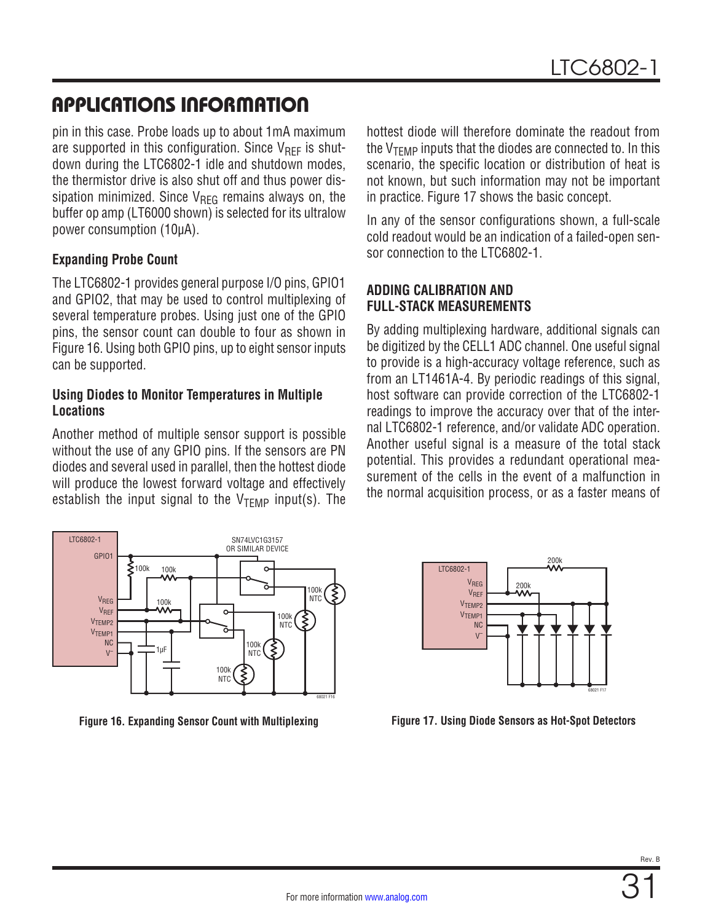## APPLICATIONS INFORMATION

pin in this case. Probe loads up to about 1mA maximum are supported in this configuration. Since $V_{REF}$ is shutdown during the LTC6802-1 idle and shutdown modes, the thermistor drive is also shut off and thus power dissipation minimized. Since $V_{REG}$ remains always on, the buffer op amp (LT6000 shown) is selected for its ultralow power consumption (10µA).

### Expanding Probe Count

The LTC6802-1 provides general purpose I/O pins, GPIO1 and GPIO2, that may be used to control multiplexing of several temperature probes. Using just one of the GPIO pins, the sensor count can double to four as shown in Figure 16. Using both GPIO pins, up to eight sensor inputs can be supported.

### Using Diodes to Monitor Temperatures in Multiple Locations

Another method of multiple sensor support is possible without the use of any GPIO pins. If the sensors are PN diodes and several used in parallel, then the hottest diode will produce the lowest forward voltage and effectively establish the input signal to the $V_{TEMP}$ input(s). The hottest diode will therefore dominate the readout from the $V_{TEMP}$ inputs that the diodes are connected to. In this scenario, the specific location or distribution of heat is not known, but such information may not be important in practice. Figure 17 shows the basic concept.

In any of the sensor configurations shown, a full-scale cold readout would be an indication of a failed-open sensor connection to the LTC6802-1.

## ADDING CALIBRATION AND FULL-STACK MEASUREMENTS

By adding multiplexing hardware, additional signals can be digitized by the CELL1 ADC channel. One useful signal to provide is a high-accuracy voltage reference, such as from an LT1461A-4. By periodic readings of this signal, host software can provide correction of the LTC6802-1 readings to improve the accuracy over that of the internal LTC6802-1 reference, and/or validate ADC operation. Another useful signal is a measure of the total stack potential. This provides a redundant operational measurement of the cells in the event of a malfunction in the normal acquisition process, or as a faster means of

Figure 16. Expanding Sensor Count with Multiplexing

Figure 17. Using Diode Sensors as Hot-Spot Detectors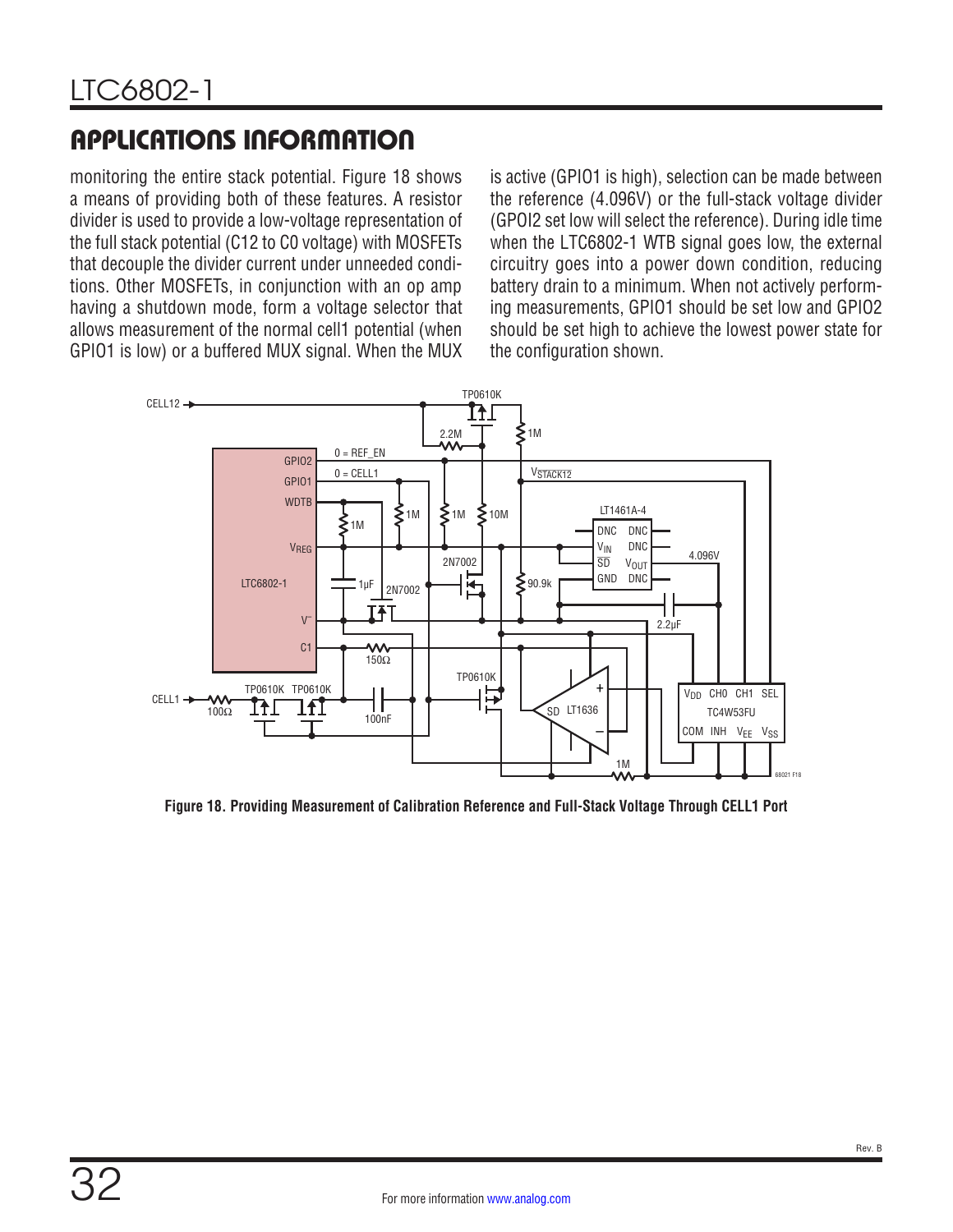## APPLICATIONS INFORMATION

monitoring the entire stack potential. Figure 18 shows a means of providing both of these features. A resistor divider is used to provide a low-voltage representation of the full stack potential (C12 to C0 voltage) with MOSFETs that decouple the divider current under unneeded conditions. Other MOSFETs, in conjunction with an op amp having a shutdown mode, form a voltage selector that allows measurement of the normal cell1 potential (when GPIO1 is low) or a buffered MUX signal. When the MUX is active (GPIO1 is high), selection can be made between the reference (4.096V) or the full-stack voltage divider (GPOI2 set low will select the reference). During idle time when the LTC6802-1 WTB signal goes low, the external circuitry goes into a power down condition, reducing battery drain to a minimum. When not actively performing measurements, GPIO1 should be set low and GPIO2 should be set high to achieve the lowest power state for the configuration shown.

**Figure 18. Providing Measurement of Calibration Reference and Full-Stack Voltage Through CELL1 Port**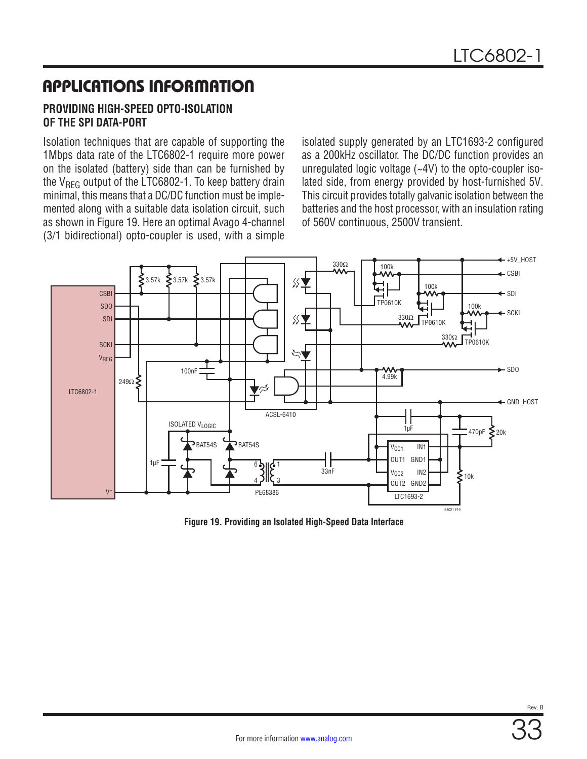## APPLICATIONS INFORMATION

### PROVIDING HIGH-SPEED OPTO-ISOLATION OF THE SPI DATA-PORT

Isolation techniques that are capable of supporting the 1Mbps data rate of the LTC6802-1 require more power on the isolated (battery) side than can be furnished by the $V_{REG}$ output of the LTC6802-1. To keep battery drain minimal, this means that a DC/DC function must be implemented along with a suitable data isolation circuit, such as shown in Figure 19. Here an optimal Avago 4-channel (3/1 bidirectional) opto-coupler is used, with a simple isolated supply generated by an LTC1693-2 configured as a 200kHz oscillator. The DC/DC function provides an unregulated logic voltage (~4V) to the opto-coupler isolated side, from energy provided by host-furnished 5V. This circuit provides totally galvanic isolation between the batteries and the host processor, with an insulation rating of 560V continuous, 2500V transient.

**Figure 19. Providing an Isolated High-Speed Data Interface**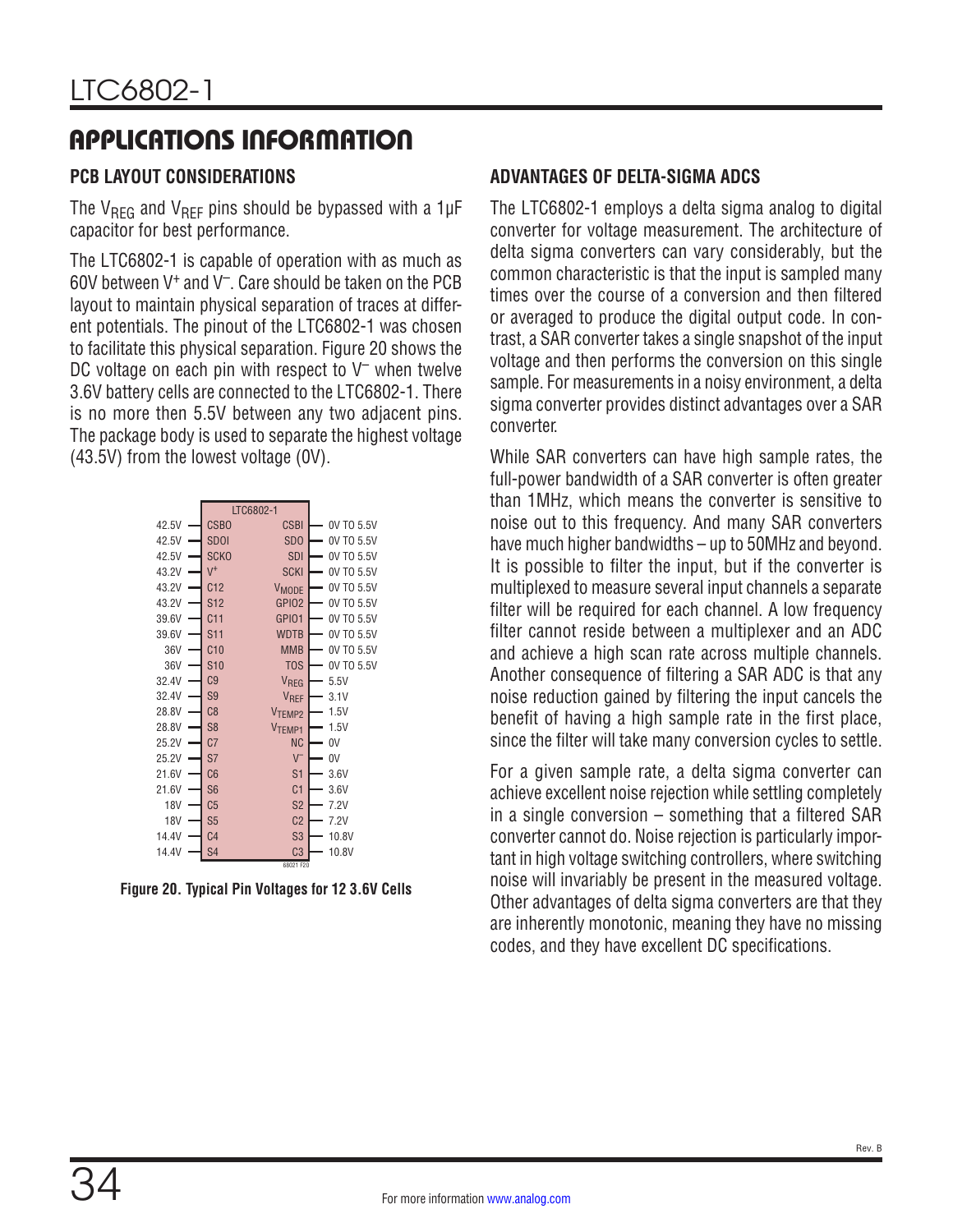## APPLICATIONS INFORMATION

### PCB LAYOUT CONSIDERATIONS

The $V_{REG}$ and $V_{REF}$ pins should be bypassed with a 1µF capacitor for best performance.

The LTC6802-1 is capable of operation with as much as 60V between $V^+$ and $V^–$. Care should be taken on the PCB layout to maintain physical separation of traces at different potentials. The pinout of the LTC6802-1 was chosen to facilitate this physical separation. Figure 20 shows the DC voltage on each pin with respect to $V^–$ when twelve 3.6V battery cells are connected to the LTC6802-1. There is no more then 5.5V between any two adjacent pins. The package body is used to separate the highest voltage (43.5V) from the lowest voltage (0V).

| Voltage | Pin | Pin | Voltage |
|---|---|---|---|
| 42.5V | CSBO | CSBI | 0V TO 5.5V |
| 42.5V | SDOI | SDO | 0V TO 5.5V |
| 42.5V | SCKO | SDI | 0V TO 5.5V |
| 43.2V | $V^+$ | SCKI | 0V TO 5.5V |
| 43.2V | C12 | $V_{MODE}$ | 0V TO 5.5V |
| 43.2V | S12 | GPIO2 | 0V TO 5.5V |
| 39.6V | C11 | GPIO1 | 0V TO 5.5V |
| 39.6V | S11 | WDTB | 0V TO 5.5V |
| 36V | C10 | MMB | 0V TO 5.5V |
| 36V | S10 | TOS | 0V TO 5.5V |
| 32.4V | C9 | $V_{REG}$ | 5.5V |
| 32.4V | S9 | $V_{REF}$ | 3.1V |
| 28.8V | C8 | $V_{TEMP2}$ | 1.5V |
| 28.8V | S8 | $V_{TEMP1}$ | 1.5V |
| 25.2V | C7 | NC | 0V |
| 25.2V | S7 | $V^–$ | 0V |
| 21.6V | C6 | S1 | 3.6V |
| 21.6V | S6 | C1 | 3.6V |
| 18V | C5 | S2 | 7.2V |
| 18V | S5 | C2 | 7.2V |
| 14.4V | C4 | S3 | 10.8V |
| 14.4V | S4 | C3 | 10.8V |

**Figure 20. Typical Pin Voltages for 12 3.6V Cells**

### ADVANTAGES OF DELTA-SIGMA ADCS

The LTC6802-1 employs a delta sigma analog to digital converter for voltage measurement. The architecture of delta sigma converters can vary considerably, but the common characteristic is that the input is sampled many times over the course of a conversion and then filtered or averaged to produce the digital output code. In contrast, a SAR converter takes a single snapshot of the input voltage and then performs the conversion on this single sample. For measurements in a noisy environment, a delta sigma converter provides distinct advantages over a SAR converter.

While SAR converters can have high sample rates, the full-power bandwidth of a SAR converter is often greater than 1MHz, which means the converter is sensitive to noise out to this frequency. And many SAR converters have much higher bandwidths – up to 50MHz and beyond. It is possible to filter the input, but if the converter is multiplexed to measure several input channels a separate filter will be required for each channel. A low frequency filter cannot reside between a multiplexer and an ADC and achieve a high scan rate across multiple channels. Another consequence of filtering a SAR ADC is that any noise reduction gained by filtering the input cancels the benefit of having a high sample rate in the first place, since the filter will take many conversion cycles to settle.

For a given sample rate, a delta sigma converter can achieve excellent noise rejection while settling completely in a single conversion – something that a filtered SAR converter cannot do. Noise rejection is particularly important in high voltage switching controllers, where switching noise will invariably be present in the measured voltage. Other advantages of delta sigma converters are that they are inherently monotonic, meaning they have no missing codes, and they have excellent DC specifications.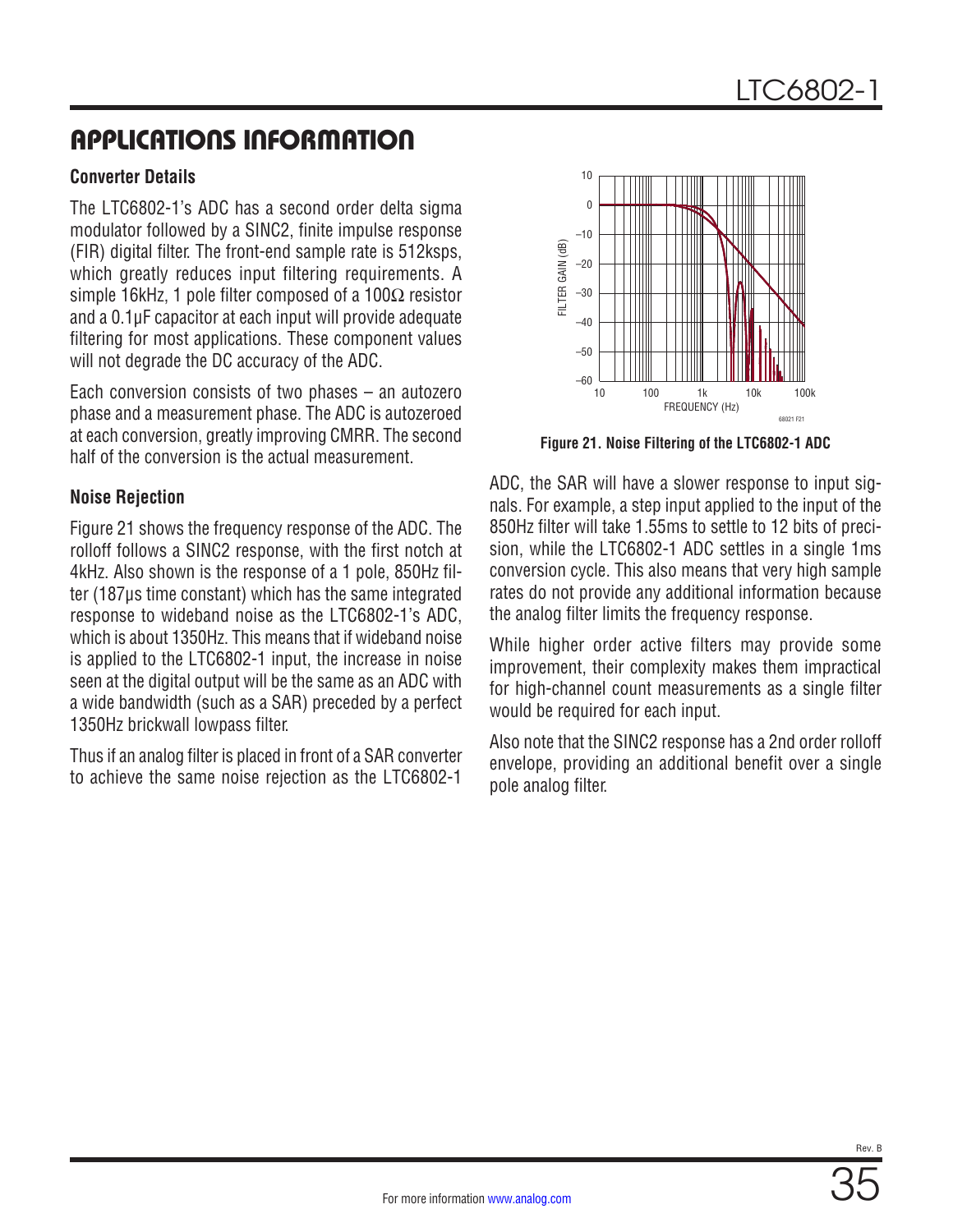## APPLICATIONS INFORMATION

### Converter Details

The LTC6802-1's ADC has a second order delta sigma modulator followed by a SINC2, finite impulse response (FIR) digital filter. The front-end sample rate is 512ksps, which greatly reduces input filtering requirements. A simple 16kHz, 1 pole filter composed of a 100Ω resistor and a 0.1µF capacitor at each input will provide adequate filtering for most applications. These component values will not degrade the DC accuracy of the ADC.

Each conversion consists of two phases – an autozero phase and a measurement phase. The ADC is autozeroed at each conversion, greatly improving CMRR. The second half of the conversion is the actual measurement.

### Noise Rejection

Figure 21 shows the frequency response of the ADC. The rolloff follows a SINC2 response, with the first notch at 4kHz. Also shown is the response of a 1 pole, 850Hz filter (187µs time constant) which has the same integrated response to wideband noise as the LTC6802-1's ADC, which is about 1350Hz. This means that if wideband noise is applied to the LTC6802-1 input, the increase in noise seen at the digital output will be the same as an ADC with a wide bandwidth (such as a SAR) preceded by a perfect 1350Hz brickwall lowpass filter.

Thus if an analog filter is placed in front of a SAR converter to achieve the same noise rejection as the LTC6802-1 ADC, the SAR will have a slower response to input signals. For example, a step input applied to the input of the 850Hz filter will take 1.55ms to settle to 12 bits of precision, while the LTC6802-1 ADC settles in a single 1ms conversion cycle. This also means that very high sample rates do not provide any additional information because the analog filter limits the frequency response.

**Figure 21. Noise Filtering of the LTC6802-1 ADC**

While higher order active filters may provide some improvement, their complexity makes them impractical for high-channel count measurements as a single filter would be required for each input.

Also note that the SINC2 response has a 2nd order rolloff envelope, providing an additional benefit over a single pole analog filter.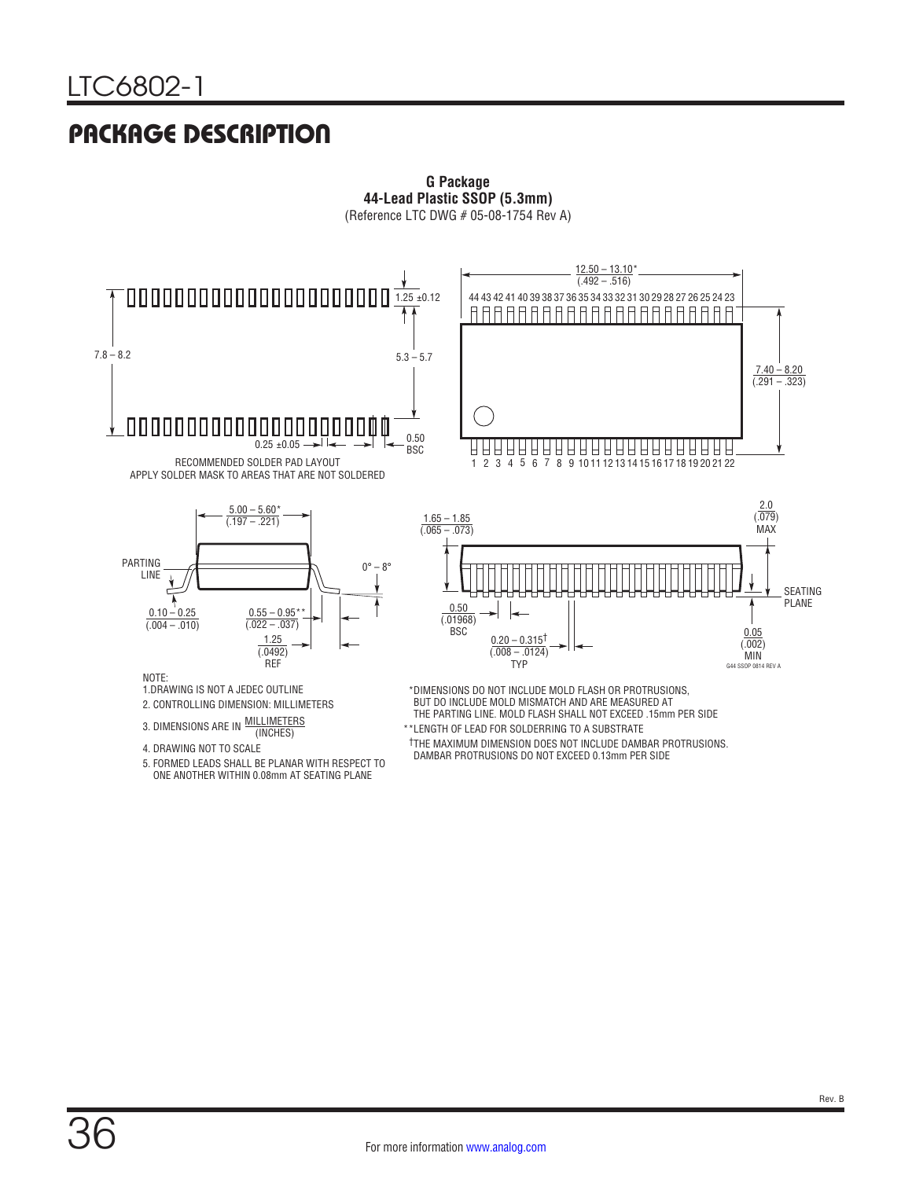## PACKAGE DESCRIPTION

**G Package**
**44-Lead Plastic SSOP (5.3mm)**
(Reference LTC DWG # 05-08-1754 Rev A)

RECOMMENDED SOLDER PAD LAYOUT
APPLY SOLDER MASK TO AREAS THAT ARE NOT SOLDERED

NOTE:

1. DRAWING IS NOT A JEDEC OUTLINE
2. CONTROLLING DIMENSION: MILLIMETERS
3. DIMENSIONS ARE IN MILLIMETERS (INCHES)
4. DRAWING NOT TO SCALE
5. FORMED LEADS SHALL BE PLANAR WITH RESPECT TO ONE ANOTHER WITHIN 0.08mm AT SEATING PLANE

*DIMENSIONS DO NOT INCLUDE MOLD FLASH OR PROTRUSIONS, BUT DO INCLUDE MOLD MISMATCH AND ARE MEASURED AT THE PARTING LINE. MOLD FLASH SHALL NOT EXCEED .15mm PER SIDE

**LENGTH OF LEAD FOR SOLDERRING TO A SUBSTRATE

†THE MAXIMUM DIMENSION DOES NOT INCLUDE DAMBAR PROTRUSIONS. DAMBAR PROTRUSIONS DO NOT EXCEED 0.13mm PER SIDE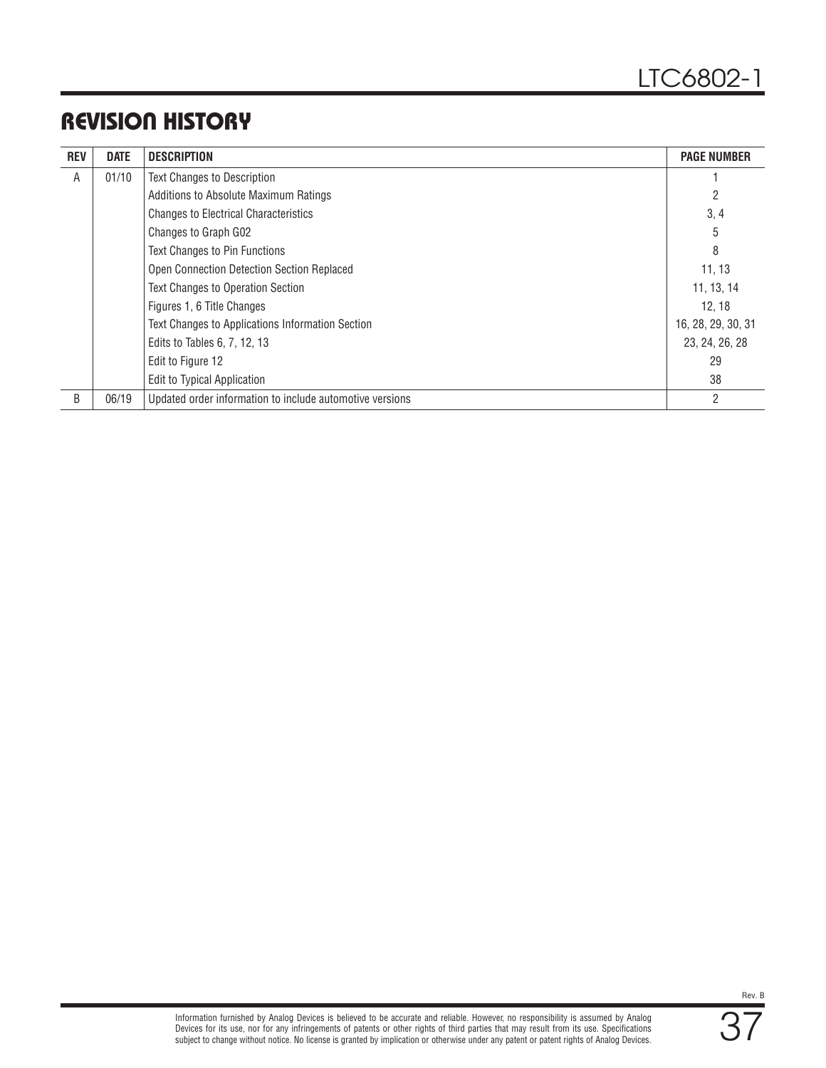# REVISION HISTORY

| REV | DATE | DESCRIPTION | PAGE NUMBER |
|---|---|---|---|
| A | 01/10 | Text Changes to Description | 1 |
| | | Additions to Absolute Maximum Ratings | 2 |
| | | Changes to Electrical Characteristics | 3, 4 |
| | | Changes to Graph G02 | 5 |
| | | Text Changes to Pin Functions | 8 |
| | | Open Connection Detection Section Replaced | 11, 13 |
| | | Text Changes to Operation Section | 11, 13, 14 |
| | | Figures 1, 6 Title Changes | 12, 18 |
| | | Text Changes to Applications Information Section | 16, 28, 29, 30, 31 |
| | | Edits to Tables 6, 7, 12, 13 | 23, 24, 26, 28 |
| | | Edit to Figure 12 | 29 |
| | | Edit to Typical Application | 38 |
| B | 06/19 | Updated order information to include automotive versions | 2 |

Information furnished by Analog Devices is believed to be accurate and reliable. However, no responsibility is assumed by Analog Devices for its use, nor for any infringements of patents or other rights of third parties that may result from its use. Specifications subject to change without notice. No license is granted by implication or otherwise under any patent or patent rights of Analog Devices.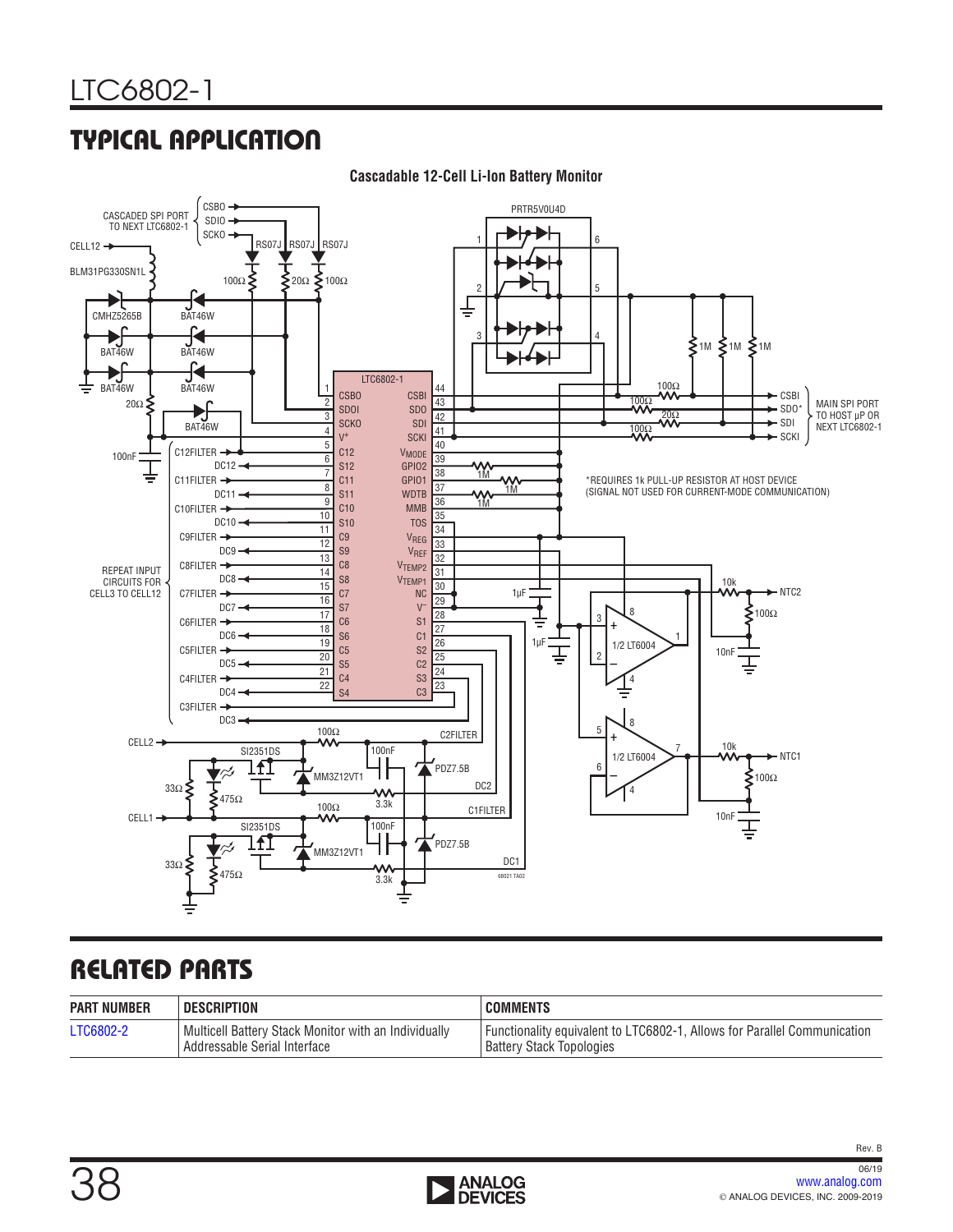## TYPICAL APPLICATION

**Cascadable 12-Cell Li-Ion Battery Monitor**

CASCADED SPI PORT TO NEXT LTC6802-1

CSBO
SDIO
SCKO

RS07J RS07J RS07J

CELL12

BLM31PG330SN1L

100Ω 20Ω 100Ω

CMHZ5265B BAT46W

BAT46W BAT46W

BAT46W BAT46W

20Ω

BAT46W

100nF

PRTR5V0U4D

1 6

2 5

3 4

1M 1M 1M

LTC6802-1

1 CSBO CSBI 44
2 SDOI SDO 43
3 SCKO SDI 42
4 V+ SCKI 41
5 C12 VMODE 40
6 S12 GPIO2 39
7 C11 GPIO1 38
8 S11 WDTB 37
9 C10 MMB 36
10 S10 TOS 35
11 C9 VREG 34
12 S9 VREF 33
13 C8 VTEMP2 32
14 S8 VTEMP1 31
15 C7 NC 30
16 S7 V– 29
17 C6 S1 28
18 S6 C1 27
19 C5 S2 26
20 S5 C2 25
21 C4 S3 24
22 S4 C3 23

100Ω 100Ω 20Ω 100Ω

CSBI
SDO*
SDI
SCKI

MAIN SPI PORT TO HOST µP OR NEXT LTC6802-1

1M 1M 1M

*REQUIRES 1k PULL-UP RESISTOR AT HOST DEVICE (SIGNAL NOT USED FOR CURRENT-MODE COMMUNICATION)

C12FILTER
DC12
C11FILTER
DC11
C10FILTER
DC10
C9FILTER
DC9
C8FILTER
DC8
C7FILTER
DC7
C6FILTER
DC6
C5FILTER
DC5
C4FILTER
DC4
C3FILTER
DC3

REPEAT INPUT CIRCUITS FOR CELL3 TO CELL12

1µF

1µF

1/2 LT6004

1/2 LT6004

10k NTC2

100Ω

10nF

10k NTC1

100Ω

10nF

CELL2

SI2351DS

33Ω 475Ω

100Ω

100nF

MM3Z12VT1

PDZ7.5B

3.3k

C2FILTER

DC2

CELL1

SI2351DS

33Ω 475Ω

100Ω

100nF

MM3Z12VT1

PDZ7.5B

3.3k

C1FILTER

DC1

68021 TA02

## RELATED PARTS

| PART NUMBER | DESCRIPTION | COMMENTS |
| --- | --- | --- |
| LTC6802-2 | Multicell Battery Stack Monitor with an Individually Addressable Serial Interface | Functionality equivalent to LTC6802-1, Allows for Parallel Communication Battery Stack Topologies |